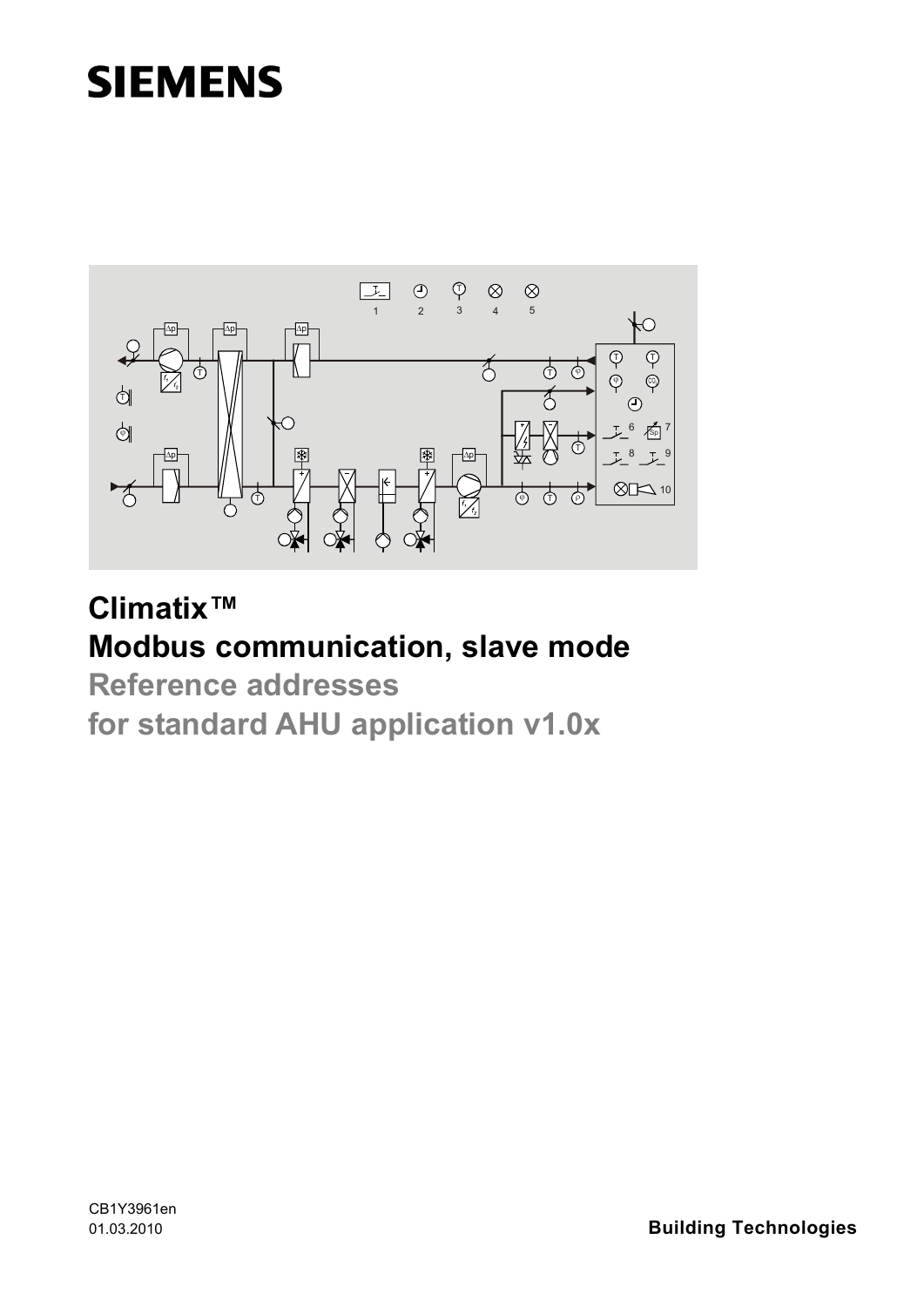SIEMENS

# Climatix™

# Modbus communication, slave mode

## Reference addresses

## for standard AHU application v1.0x

CB1Y3961en

01.03.2010

**Building Technologies**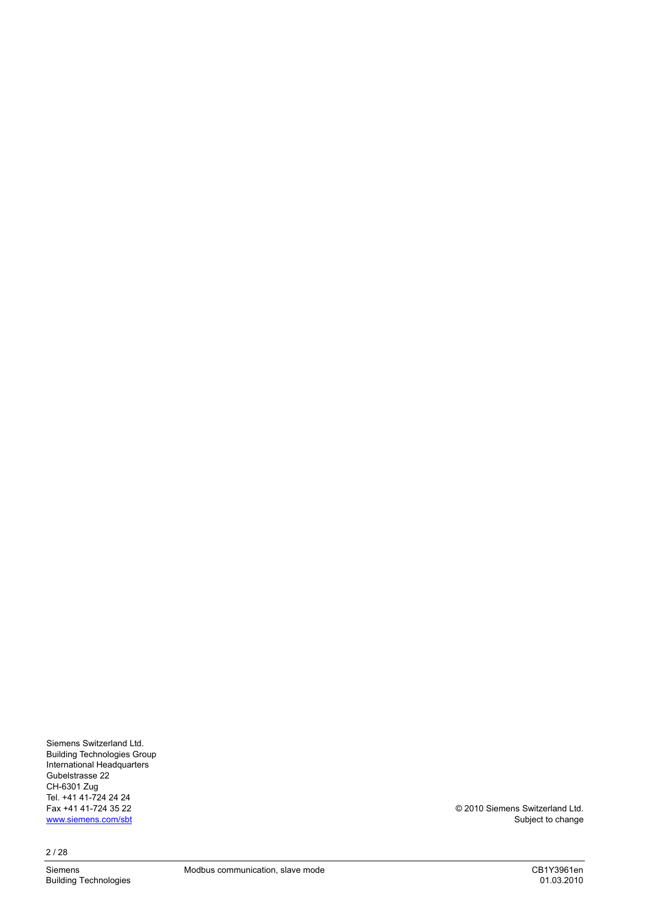Siemens Switzerland Ltd.
Building Technologies Group
International Headquarters
Gubelstrasse 22
CH-6301 Zug
Tel. +41 41-724 24 24
Fax +41 41-724 35 22
www.siemens.com/sbt

© 2010 Siemens Switzerland Ltd.
Subject to change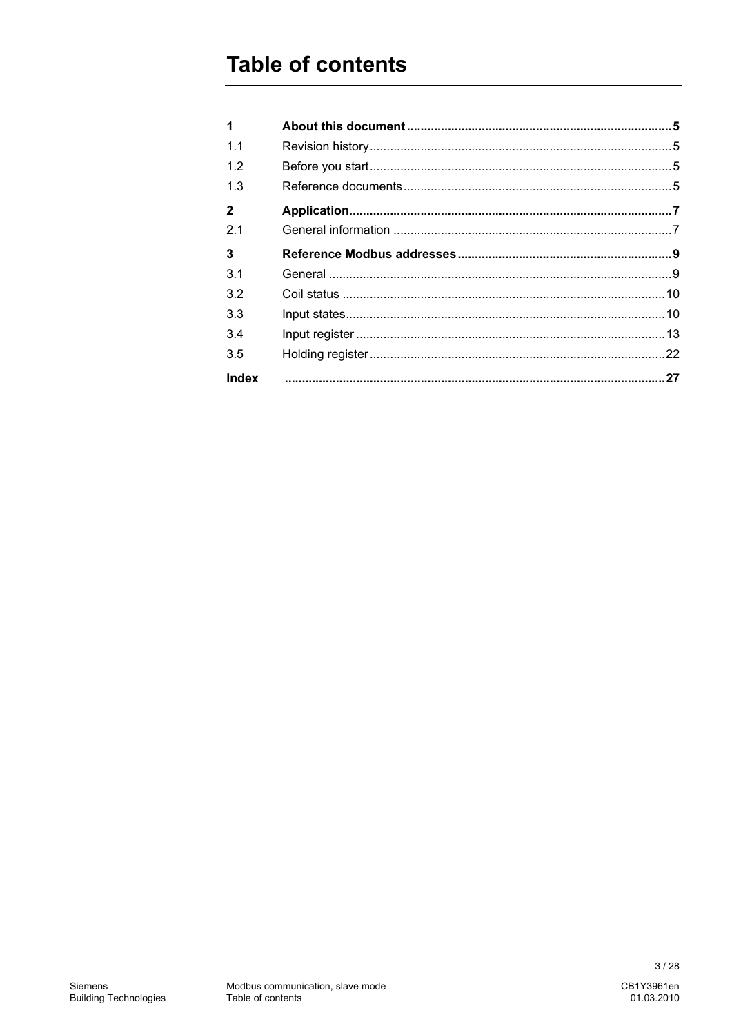# Table of contents

| | | |
|---|---|---|
| **1** | **About this document** | **5** |
| 1.1 | Revision history | 5 |
| 1.2 | Before you start | 5 |
| 1.3 | Reference documents | 5 |
| **2** | **Application** | **7** |
| 2.1 | General information | 7 |
| **3** | **Reference Modbus addresses** | **9** |
| 3.1 | General | 9 |
| 3.2 | Coil status | 10 |
| 3.3 | Input states | 10 |
| 3.4 | Input register | 13 |
| 3.5 | Holding register | 22 |
| **Index** | | **27** |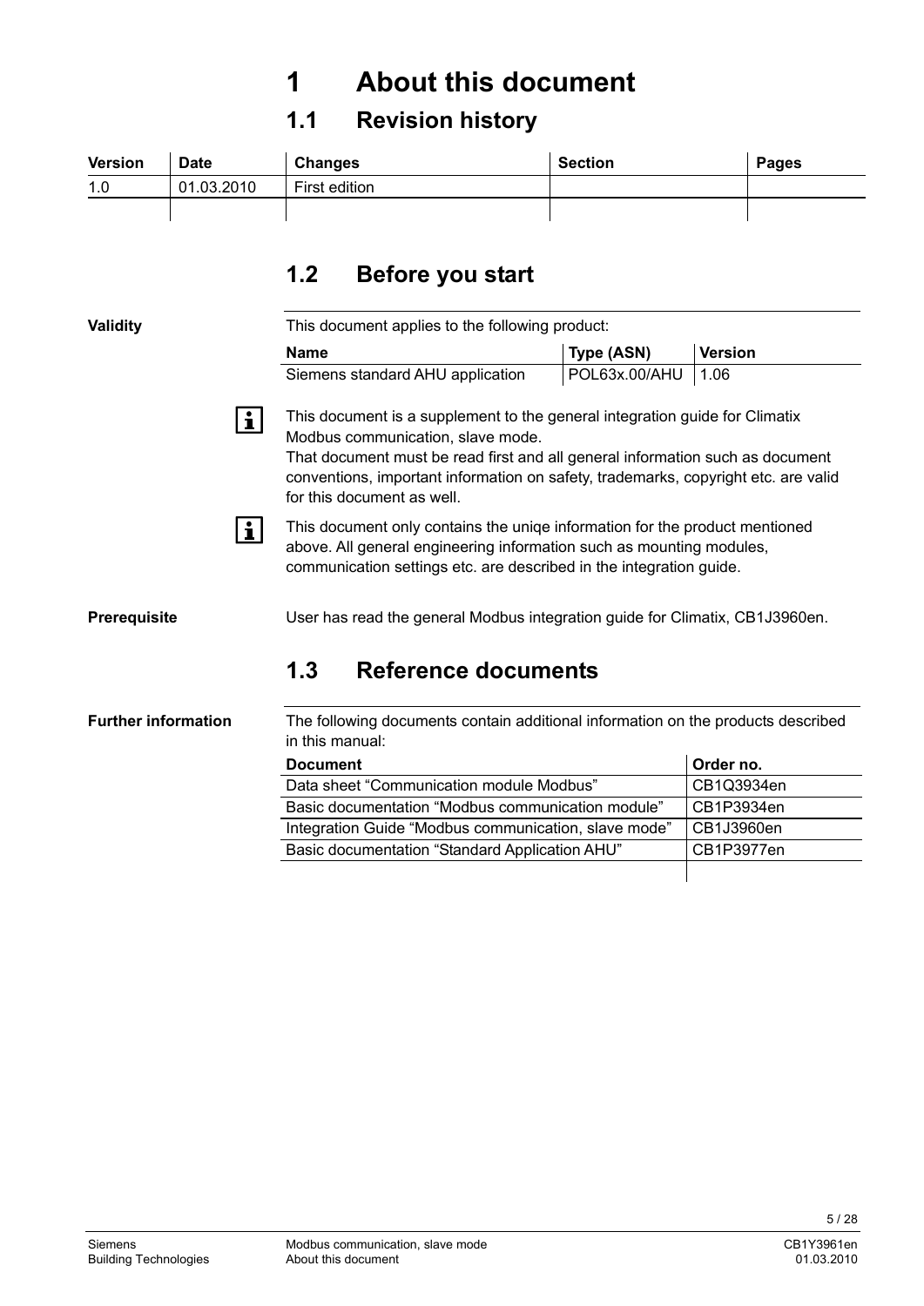# 1 About this document

## 1.1 Revision history

| Version | Date | Changes | Section | Pages |
|---|---|---|---|---|
| 1.0 | 01.03.2010 | First edition | | |
| | | | | |

## 1.2 Before you start

**Validity**

This document applies to the following product:

| Name | Type (ASN) | Version |
|---|---|---|
| Siemens standard AHU application | POL63x.00/AHU | 1.06 |

This document is a supplement to the general integration guide for Climatix Modbus communication, slave mode.
That document must be read first and all general information such as document conventions, important information on safety, trademarks, copyright etc. are valid for this document as well.

This document only contains the uniqe information for the product mentioned above. All general engineering information such as mounting modules, communication settings etc. are described in the integration guide.

**Prerequisite**

User has read the general Modbus integration guide for Climatix, CB1J3960en.

## 1.3 Reference documents

**Further information**

The following documents contain additional information on the products described in this manual:

| Document | Order no. |
|---|---|
| Data sheet “Communication module Modbus” | CB1Q3934en |
| Basic documentation “Modbus communication module” | CB1P3934en |
| Integration Guide “Modbus communication, slave mode” | CB1J3960en |
| Basic documentation “Standard Application AHU” | CB1P3977en |
| | |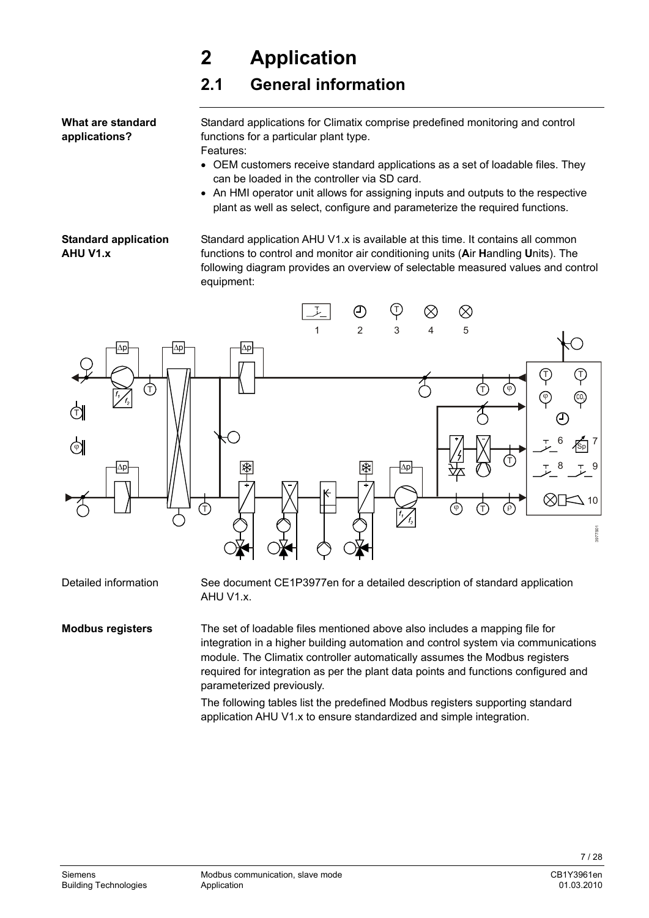# 2 Application

## 2.1 General information

**What are standard applications?**

Standard applications for Climatix comprise predefined monitoring and control functions for a particular plant type.

Features:

- OEM customers receive standard applications as a set of loadable files. They can be loaded in the controller via SD card.
- An HMI operator unit allows for assigning inputs and outputs to the respective plant as well as select, configure and parameterize the required functions.

**Standard application AHU V1.x**

Standard application AHU V1.x is available at this time. It contains all common functions to control and monitor air conditioning units (**A**ir **H**andling **U**nits). The following diagram provides an overview of selectable measured values and control equipment:

Detailed information

See document CE1P3977en for a detailed description of standard application AHU V1.x.

**Modbus registers**

The set of loadable files mentioned above also includes a mapping file for integration in a higher building automation and control system via communications module. The Climatix controller automatically assumes the Modbus registers required for integration as per the plant data points and functions configured and parameterized previously.

The following tables list the predefined Modbus registers supporting standard application AHU V1.x to ensure standardized and simple integration.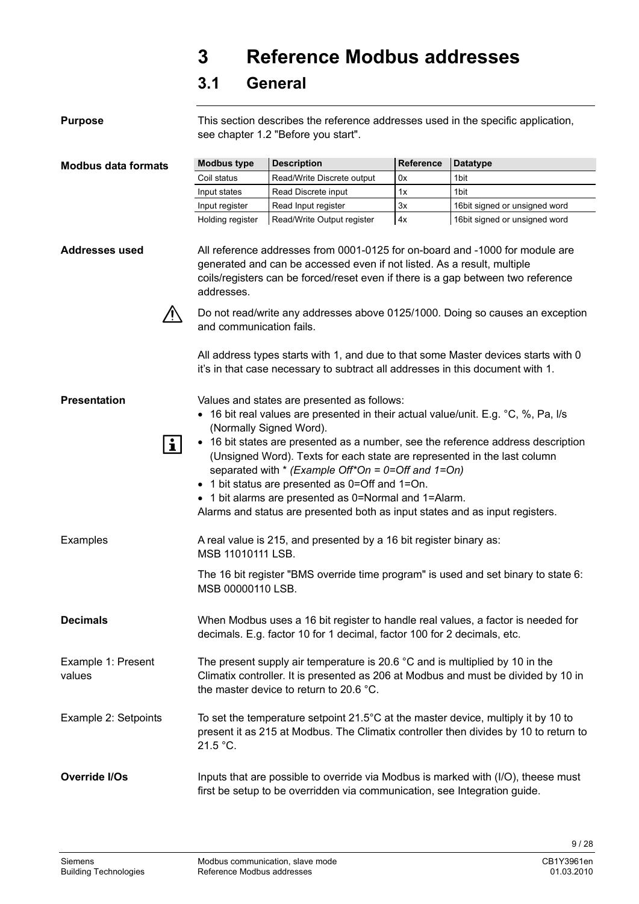# 3 Reference Modbus addresses

## 3.1 General

**Purpose**

This section describes the reference addresses used in the specific application, see chapter 1.2 "Before you start".

**Modbus data formats**

| Modbus type | Description | Reference | Datatype |
|---|---|---|---|
| Coil status | Read/Write Discrete output | 0x | 1bit |
| Input states | Read Discrete input | 1x | 1bit |
| Input register | Read Input register | 3x | 16bit signed or unsigned word |
| Holding register | Read/Write Output register | 4x | 16bit signed or unsigned word |

**Addresses used**

All reference addresses from 0001-0125 for on-board and -1000 for module are generated and can be accessed even if not listed. As a result, multiple coils/registers can be forced/reset even if there is a gap between two reference addresses.

⚠ Do not read/write any addresses above 0125/1000. Doing so causes an exception and communication fails.

All address types starts with 1, and due to that some Master devices starts with 0 it's in that case necessary to subtract all addresses in this document with 1.

**Presentation**

Values and states are presented as follows:

- 16 bit real values are presented in their actual value/unit. E.g. °C, %, Pa, l/s (Normally Signed Word).
- 16 bit states are presented as a number, see the reference address description (Unsigned Word). Texts for each state are represented in the last column separated with * *(Example Off*On = 0=Off and 1=On)*
- 1 bit status are presented as 0=Off and 1=On.
- 1 bit alarms are presented as 0=Normal and 1=Alarm.

Alarms and status are presented both as input states and as input registers.

Examples

A real value is 215, and presented by a 16 bit register binary as:
MSB 11010111 LSB.

The 16 bit register "BMS override time program" is used and set binary to state 6:
MSB 00000110 LSB.

**Decimals**

When Modbus uses a 16 bit register to handle real values, a factor is needed for decimals. E.g. factor 10 for 1 decimal, factor 100 for 2 decimals, etc.

Example 1: Present values

The present supply air temperature is 20.6 °C and is multiplied by 10 in the Climatix controller. It is presented as 206 at Modbus and must be divided by 10 in the master device to return to 20.6 °C.

Example 2: Setpoints

To set the temperature setpoint 21.5°C at the master device, multiply it by 10 to present it as 215 at Modbus. The Climatix controller then divides by 10 to return to 21.5 °C.

**Override I/Os**

Inputs that are possible to override via Modbus is marked with (I/O), theese must first be setup to be overridden via communication, see Integration guide.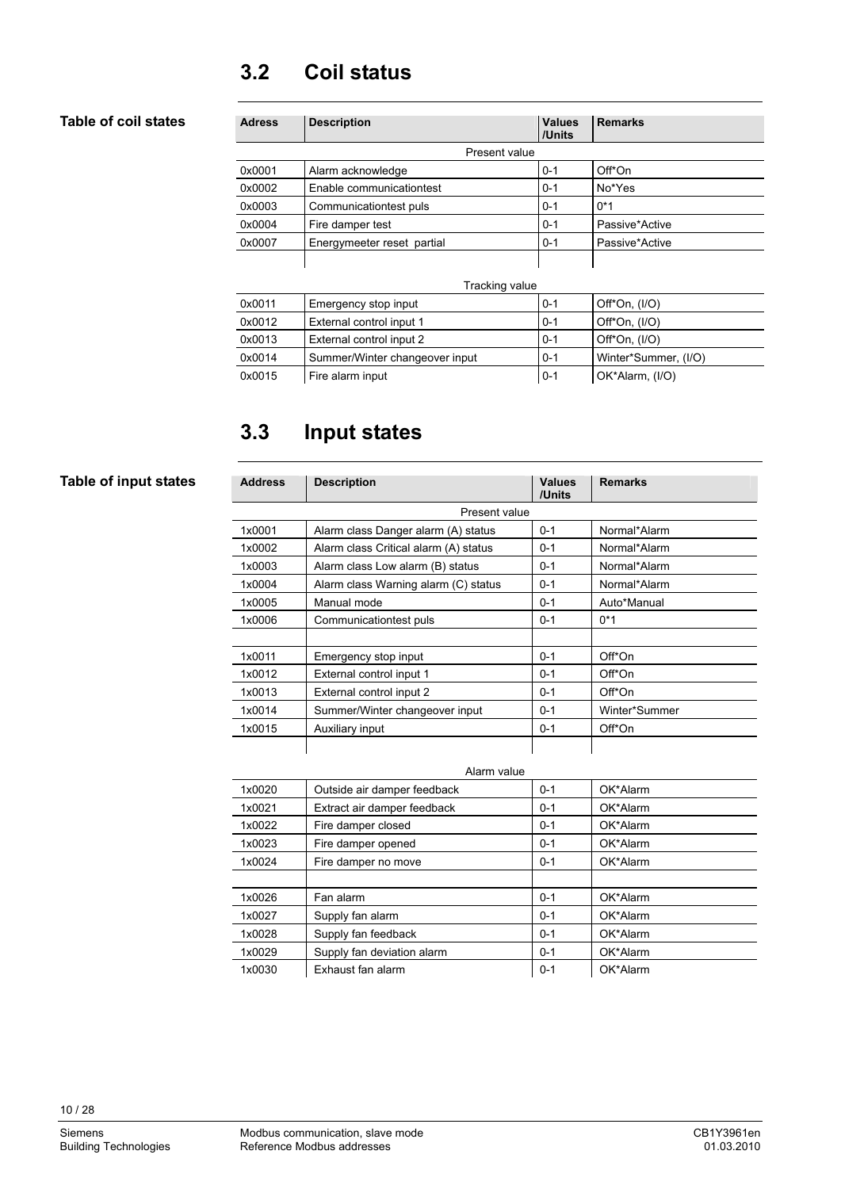## 3.2 Coil status

**Table of coil states**

| Adress | Description | Values /Units | Remarks |
|---|---|---|---|
| | Present value | | |
| 0x0001 | Alarm acknowledge | 0-1 | Off*On |
| 0x0002 | Enable communicationtest | 0-1 | No*Yes |
| 0x0003 | Communicationtest puls | 0-1 | 0*1 |
| 0x0004 | Fire damper test | 0-1 | Passive*Active |
| 0x0007 | Energymeeter reset partial | 0-1 | Passive*Active |
| | | | |
| | Tracking value | | |
| 0x0011 | Emergency stop input | 0-1 | Off*On, (I/O) |
| 0x0012 | External control input 1 | 0-1 | Off*On, (I/O) |
| 0x0013 | External control input 2 | 0-1 | Off*On, (I/O) |
| 0x0014 | Summer/Winter changeover input | 0-1 | Winter*Summer, (I/O) |
| 0x0015 | Fire alarm input | 0-1 | OK*Alarm, (I/O) |

## 3.3 Input states

**Table of input states**

| Address | Description | Values /Units | Remarks |
|---|---|---|---|
| | Present value | | |
| 1x0001 | Alarm class Danger alarm (A) status | 0-1 | Normal*Alarm |
| 1x0002 | Alarm class Critical alarm (A) status | 0-1 | Normal*Alarm |
| 1x0003 | Alarm class Low alarm (B) status | 0-1 | Normal*Alarm |
| 1x0004 | Alarm class Warning alarm (C) status | 0-1 | Normal*Alarm |
| 1x0005 | Manual mode | 0-1 | Auto*Manual |
| 1x0006 | Communicationtest puls | 0-1 | 0*1 |
| | | | |
| 1x0011 | Emergency stop input | 0-1 | Off*On |
| 1x0012 | External control input 1 | 0-1 | Off*On |
| 1x0013 | External control input 2 | 0-1 | Off*On |
| 1x0014 | Summer/Winter changeover input | 0-1 | Winter*Summer |
| 1x0015 | Auxiliary input | 0-1 | Off*On |
| | | | |
| | Alarm value | | |
| 1x0020 | Outside air damper feedback | 0-1 | OK*Alarm |
| 1x0021 | Extract air damper feedback | 0-1 | OK*Alarm |
| 1x0022 | Fire damper closed | 0-1 | OK*Alarm |
| 1x0023 | Fire damper opened | 0-1 | OK*Alarm |
| 1x0024 | Fire damper no move | 0-1 | OK*Alarm |
| | | | |
| 1x0026 | Fan alarm | 0-1 | OK*Alarm |
| 1x0027 | Supply fan alarm | 0-1 | OK*Alarm |
| 1x0028 | Supply fan feedback | 0-1 | OK*Alarm |
| 1x0029 | Supply fan deviation alarm | 0-1 | OK*Alarm |
| 1x0030 | Exhaust fan alarm | 0-1 | OK*Alarm |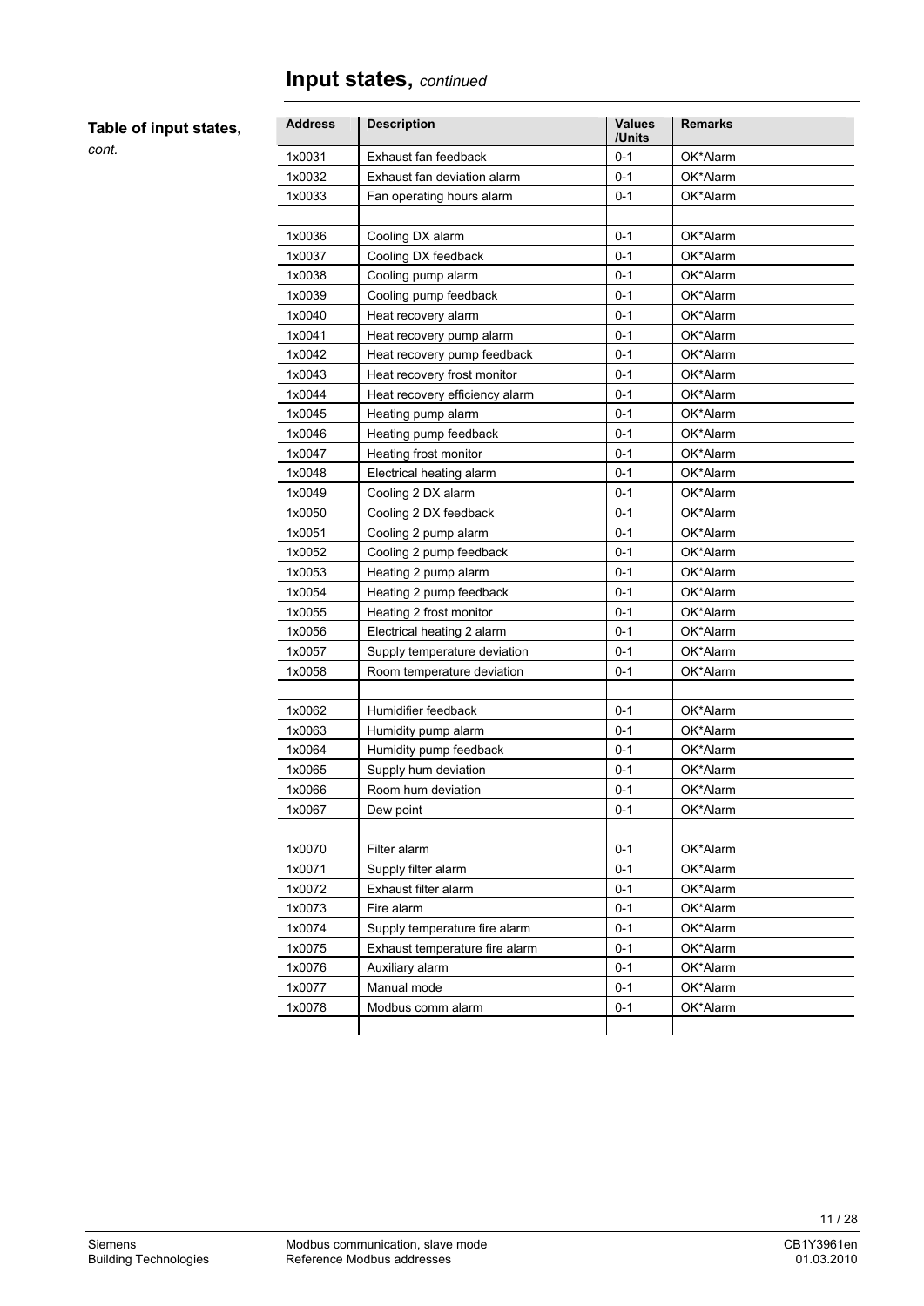# Input states, *continued*

**Table of input states,** *cont.*

| Address | Description | Values /Units | Remarks |
|---|---|---|---|
| 1x0031 | Exhaust fan feedback | 0-1 | OK*Alarm |
| 1x0032 | Exhaust fan deviation alarm | 0-1 | OK*Alarm |
| 1x0033 | Fan operating hours alarm | 0-1 | OK*Alarm |
| | | | |
| 1x0036 | Cooling DX alarm | 0-1 | OK*Alarm |
| 1x0037 | Cooling DX feedback | 0-1 | OK*Alarm |
| 1x0038 | Cooling pump alarm | 0-1 | OK*Alarm |
| 1x0039 | Cooling pump feedback | 0-1 | OK*Alarm |
| 1x0040 | Heat recovery alarm | 0-1 | OK*Alarm |
| 1x0041 | Heat recovery pump alarm | 0-1 | OK*Alarm |
| 1x0042 | Heat recovery pump feedback | 0-1 | OK*Alarm |
| 1x0043 | Heat recovery frost monitor | 0-1 | OK*Alarm |
| 1x0044 | Heat recovery efficiency alarm | 0-1 | OK*Alarm |
| 1x0045 | Heating pump alarm | 0-1 | OK*Alarm |
| 1x0046 | Heating pump feedback | 0-1 | OK*Alarm |
| 1x0047 | Heating frost monitor | 0-1 | OK*Alarm |
| 1x0048 | Electrical heating alarm | 0-1 | OK*Alarm |
| 1x0049 | Cooling 2 DX alarm | 0-1 | OK*Alarm |
| 1x0050 | Cooling 2 DX feedback | 0-1 | OK*Alarm |
| 1x0051 | Cooling 2 pump alarm | 0-1 | OK*Alarm |
| 1x0052 | Cooling 2 pump feedback | 0-1 | OK*Alarm |
| 1x0053 | Heating 2 pump alarm | 0-1 | OK*Alarm |
| 1x0054 | Heating 2 pump feedback | 0-1 | OK*Alarm |
| 1x0055 | Heating 2 frost monitor | 0-1 | OK*Alarm |
| 1x0056 | Electrical heating 2 alarm | 0-1 | OK*Alarm |
| 1x0057 | Supply temperature deviation | 0-1 | OK*Alarm |
| 1x0058 | Room temperature deviation | 0-1 | OK*Alarm |
| | | | |
| 1x0062 | Humidifier feedback | 0-1 | OK*Alarm |
| 1x0063 | Humidity pump alarm | 0-1 | OK*Alarm |
| 1x0064 | Humidity pump feedback | 0-1 | OK*Alarm |
| 1x0065 | Supply hum deviation | 0-1 | OK*Alarm |
| 1x0066 | Room hum deviation | 0-1 | OK*Alarm |
| 1x0067 | Dew point | 0-1 | OK*Alarm |
| | | | |
| 1x0070 | Filter alarm | 0-1 | OK*Alarm |
| 1x0071 | Supply filter alarm | 0-1 | OK*Alarm |
| 1x0072 | Exhaust filter alarm | 0-1 | OK*Alarm |
| 1x0073 | Fire alarm | 0-1 | OK*Alarm |
| 1x0074 | Supply temperature fire alarm | 0-1 | OK*Alarm |
| 1x0075 | Exhaust temperature fire alarm | 0-1 | OK*Alarm |
| 1x0076 | Auxiliary alarm | 0-1 | OK*Alarm |
| 1x0077 | Manual mode | 0-1 | OK*Alarm |
| 1x0078 | Modbus comm alarm | 0-1 | OK*Alarm |
| | | | |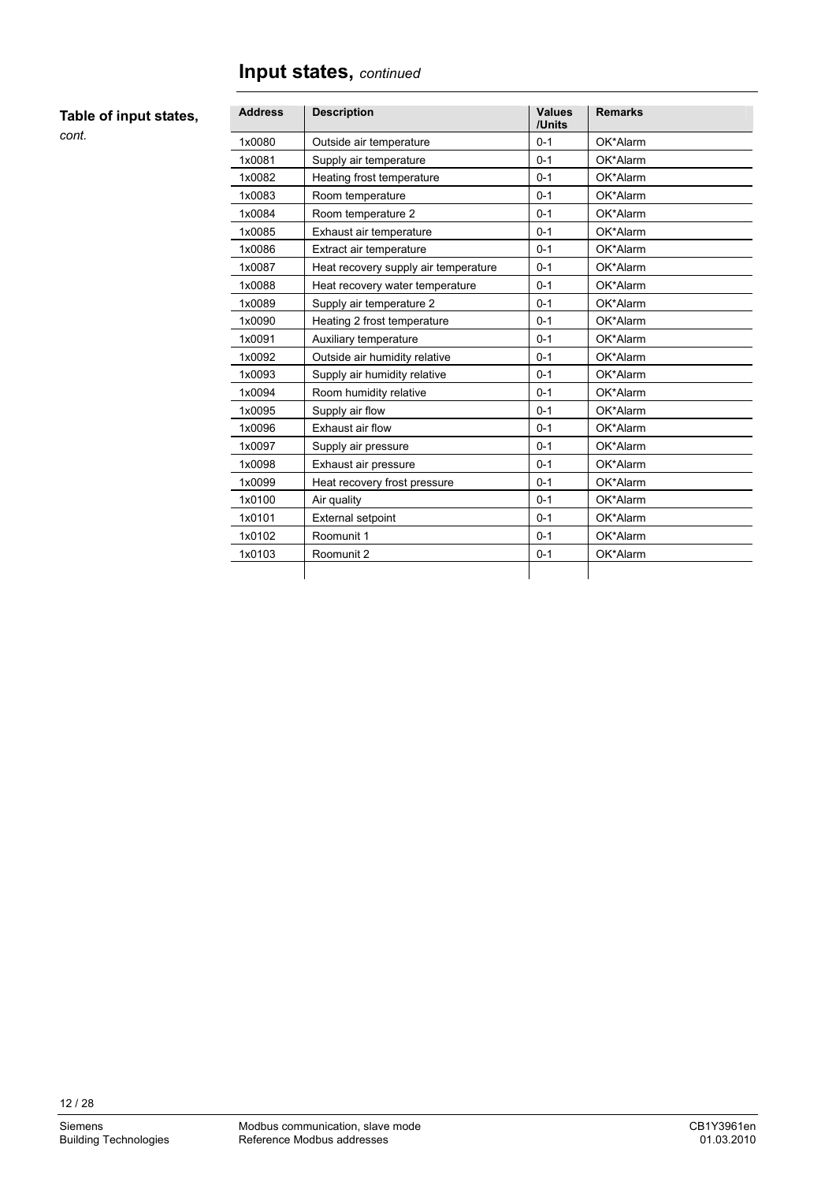# Input states, *continued*

**Table of input states,** *cont.*

| Address | Description | Values /Units | Remarks |
|---|---|---|---|
| 1x0080 | Outside air temperature | 0-1 | OK*Alarm |
| 1x0081 | Supply air temperature | 0-1 | OK*Alarm |
| 1x0082 | Heating frost temperature | 0-1 | OK*Alarm |
| 1x0083 | Room temperature | 0-1 | OK*Alarm |
| 1x0084 | Room temperature 2 | 0-1 | OK*Alarm |
| 1x0085 | Exhaust air temperature | 0-1 | OK*Alarm |
| 1x0086 | Extract air temperature | 0-1 | OK*Alarm |
| 1x0087 | Heat recovery supply air temperature | 0-1 | OK*Alarm |
| 1x0088 | Heat recovery water temperature | 0-1 | OK*Alarm |
| 1x0089 | Supply air temperature 2 | 0-1 | OK*Alarm |
| 1x0090 | Heating 2 frost temperature | 0-1 | OK*Alarm |
| 1x0091 | Auxiliary temperature | 0-1 | OK*Alarm |
| 1x0092 | Outside air humidity relative | 0-1 | OK*Alarm |
| 1x0093 | Supply air humidity relative | 0-1 | OK*Alarm |
| 1x0094 | Room humidity relative | 0-1 | OK*Alarm |
| 1x0095 | Supply air flow | 0-1 | OK*Alarm |
| 1x0096 | Exhaust air flow | 0-1 | OK*Alarm |
| 1x0097 | Supply air pressure | 0-1 | OK*Alarm |
| 1x0098 | Exhaust air pressure | 0-1 | OK*Alarm |
| 1x0099 | Heat recovery frost pressure | 0-1 | OK*Alarm |
| 1x0100 | Air quality | 0-1 | OK*Alarm |
| 1x0101 | External setpoint | 0-1 | OK*Alarm |
| 1x0102 | Roomunit 1 | 0-1 | OK*Alarm |
| 1x0103 | Roomunit 2 | 0-1 | OK*Alarm |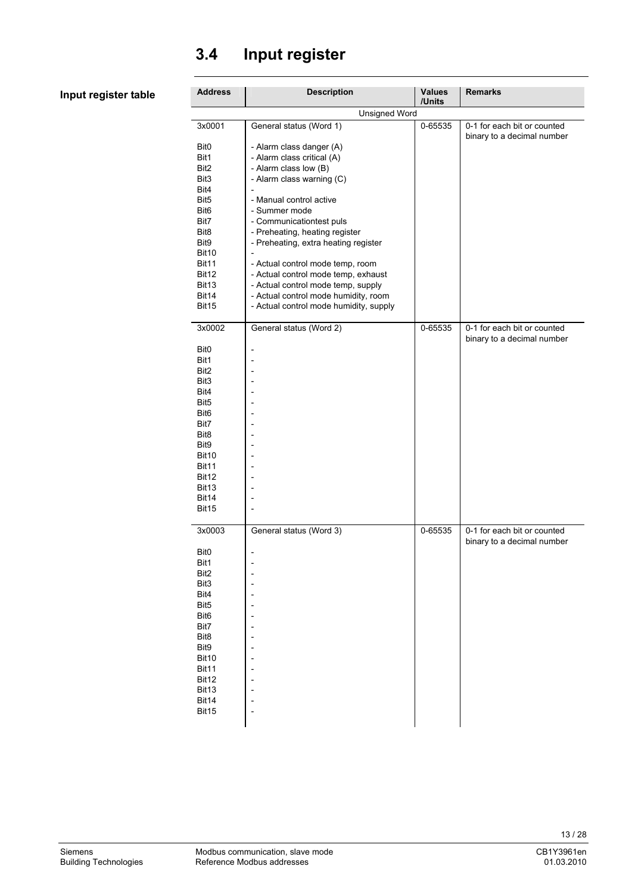## 3.4 Input register

**Input register table**

| Address | Description | Values /Units | Remarks |
|---|---|---|---|
| | Unsigned Word | | |
| 3x0001 | General status (Word 1) | 0-65535 | 0-1 for each bit or counted binary to a decimal number |
| Bit0 | - Alarm class danger (A) | | |
| Bit1 | - Alarm class critical (A) | | |
| Bit2 | - Alarm class low (B) | | |
| Bit3 | - Alarm class warning (C) | | |
| Bit4 | - | | |
| Bit5 | - Manual control active | | |
| Bit6 | - Summer mode | | |
| Bit7 | - Communicationtest puls | | |
| Bit8 | - Preheating, heating register | | |
| Bit9 | - Preheating, extra heating register | | |
| Bit10 | - | | |
| Bit11 | - Actual control mode temp, room | | |
| Bit12 | - Actual control mode temp, exhaust | | |
| Bit13 | - Actual control mode temp, supply | | |
| Bit14 | - Actual control mode humidity, room | | |
| Bit15 | - Actual control mode humidity, supply | | |
| 3x0002 | General status (Word 2) | 0-65535 | 0-1 for each bit or counted binary to a decimal number |
| Bit0 | - | | |
| Bit1 | - | | |
| Bit2 | - | | |
| Bit3 | - | | |
| Bit4 | - | | |
| Bit5 | - | | |
| Bit6 | - | | |
| Bit7 | - | | |
| Bit8 | - | | |
| Bit9 | - | | |
| Bit10 | - | | |
| Bit11 | - | | |
| Bit12 | - | | |
| Bit13 | - | | |
| Bit14 | - | | |
| Bit15 | - | | |
| 3x0003 | General status (Word 3) | 0-65535 | 0-1 for each bit or counted binary to a decimal number |
| Bit0 | - | | |
| Bit1 | - | | |
| Bit2 | - | | |
| Bit3 | - | | |
| Bit4 | - | | |
| Bit5 | - | | |
| Bit6 | - | | |
| Bit7 | - | | |
| Bit8 | - | | |
| Bit9 | - | | |
| Bit10 | - | | |
| Bit11 | - | | |
| Bit12 | - | | |
| Bit13 | - | | |
| Bit14 | - | | |
| Bit15 | - | | |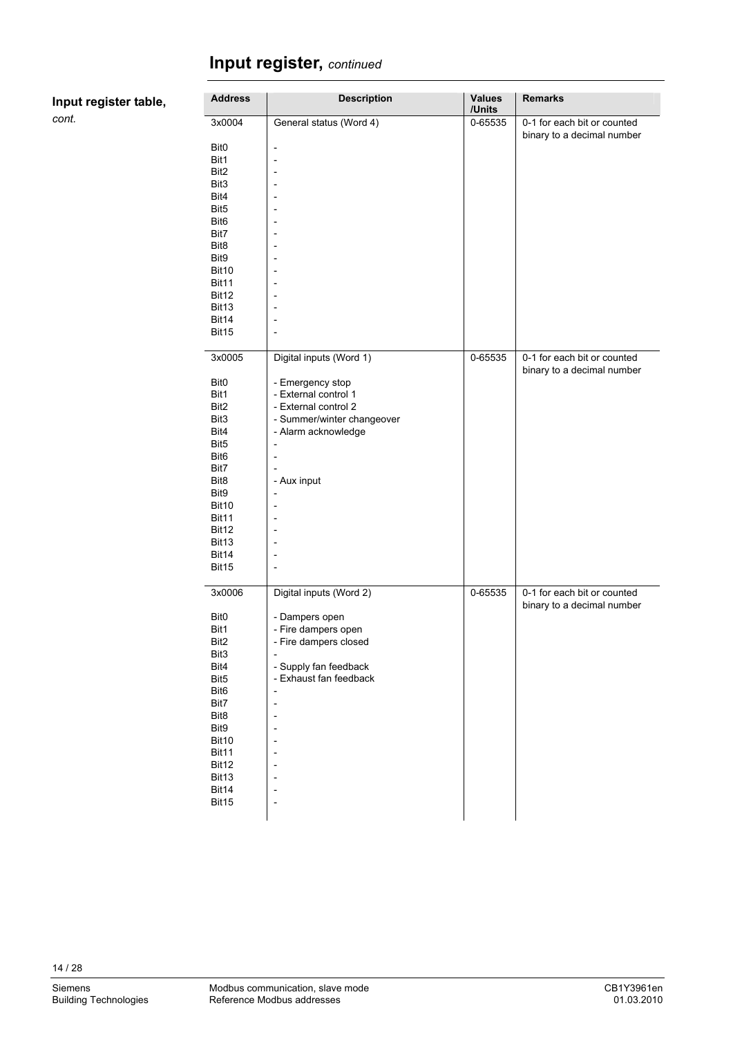# Input register, *continued*

**Input register table,** *cont.*

| Address | Description | Values /Units | Remarks |
|---|---|---|---|
| 3x0004 | General status (Word 4) | 0-65535 | 0-1 for each bit or counted binary to a decimal number |
| Bit0 | - | | |
| Bit1 | - | | |
| Bit2 | - | | |
| Bit3 | - | | |
| Bit4 | - | | |
| Bit5 | - | | |
| Bit6 | - | | |
| Bit7 | - | | |
| Bit8 | - | | |
| Bit9 | - | | |
| Bit10 | - | | |
| Bit11 | - | | |
| Bit12 | - | | |
| Bit13 | - | | |
| Bit14 | - | | |
| Bit15 | - | | |
| 3x0005 | Digital inputs (Word 1) | 0-65535 | 0-1 for each bit or counted binary to a decimal number |
| Bit0 | - Emergency stop | | |
| Bit1 | - External control 1 | | |
| Bit2 | - External control 2 | | |
| Bit3 | - Summer/winter changeover | | |
| Bit4 | - Alarm acknowledge | | |
| Bit5 | - | | |
| Bit6 | - | | |
| Bit7 | - | | |
| Bit8 | - Aux input | | |
| Bit9 | - | | |
| Bit10 | - | | |
| Bit11 | - | | |
| Bit12 | - | | |
| Bit13 | - | | |
| Bit14 | - | | |
| Bit15 | - | | |
| 3x0006 | Digital inputs (Word 2) | 0-65535 | 0-1 for each bit or counted binary to a decimal number |
| Bit0 | - Dampers open | | |
| Bit1 | - Fire dampers open | | |
| Bit2 | - Fire dampers closed | | |
| Bit3 | - | | |
| Bit4 | - Supply fan feedback | | |
| Bit5 | - Exhaust fan feedback | | |
| Bit6 | - | | |
| Bit7 | - | | |
| Bit8 | - | | |
| Bit9 | - | | |
| Bit10 | - | | |
| Bit11 | - | | |
| Bit12 | - | | |
| Bit13 | - | | |
| Bit14 | - | | |
| Bit15 | - | | |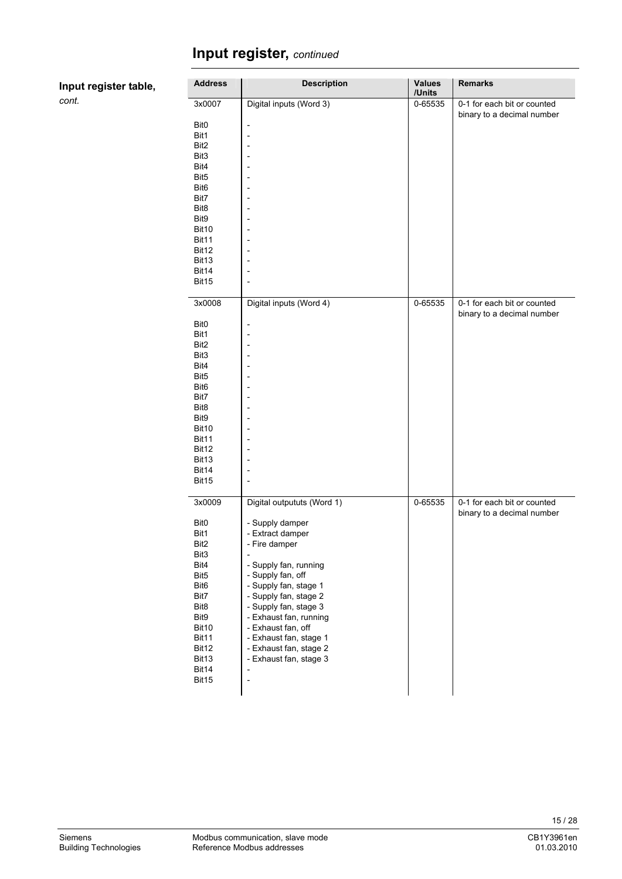# Input register, *continued*

**Input register table,** *cont.*

| Address | Description | Values /Units | Remarks |
|---|---|---|---|
| 3x0007 | Digital inputs (Word 3) | 0-65535 | 0-1 for each bit or counted binary to a decimal number |
| Bit0 | - | | |
| Bit1 | - | | |
| Bit2 | - | | |
| Bit3 | - | | |
| Bit4 | - | | |
| Bit5 | - | | |
| Bit6 | - | | |
| Bit7 | - | | |
| Bit8 | - | | |
| Bit9 | - | | |
| Bit10 | - | | |
| Bit11 | - | | |
| Bit12 | - | | |
| Bit13 | - | | |
| Bit14 | - | | |
| Bit15 | - | | |
| 3x0008 | Digital inputs (Word 4) | 0-65535 | 0-1 for each bit or counted binary to a decimal number |
| Bit0 | - | | |
| Bit1 | - | | |
| Bit2 | - | | |
| Bit3 | - | | |
| Bit4 | - | | |
| Bit5 | - | | |
| Bit6 | - | | |
| Bit7 | - | | |
| Bit8 | - | | |
| Bit9 | - | | |
| Bit10 | - | | |
| Bit11 | - | | |
| Bit12 | - | | |
| Bit13 | - | | |
| Bit14 | - | | |
| Bit15 | - | | |
| 3x0009 | Digital outpututs (Word 1) | 0-65535 | 0-1 for each bit or counted binary to a decimal number |
| Bit0 | - Supply damper | | |
| Bit1 | - Extract damper | | |
| Bit2 | - Fire damper | | |
| Bit3 | - | | |
| Bit4 | - Supply fan, running | | |
| Bit5 | - Supply fan, off | | |
| Bit6 | - Supply fan, stage 1 | | |
| Bit7 | - Supply fan, stage 2 | | |
| Bit8 | - Supply fan, stage 3 | | |
| Bit9 | - Exhaust fan, running | | |
| Bit10 | - Exhaust fan, off | | |
| Bit11 | - Exhaust fan, stage 1 | | |
| Bit12 | - Exhaust fan, stage 2 | | |
| Bit13 | - Exhaust fan, stage 3 | | |
| Bit14 | - | | |
| Bit15 | - | | |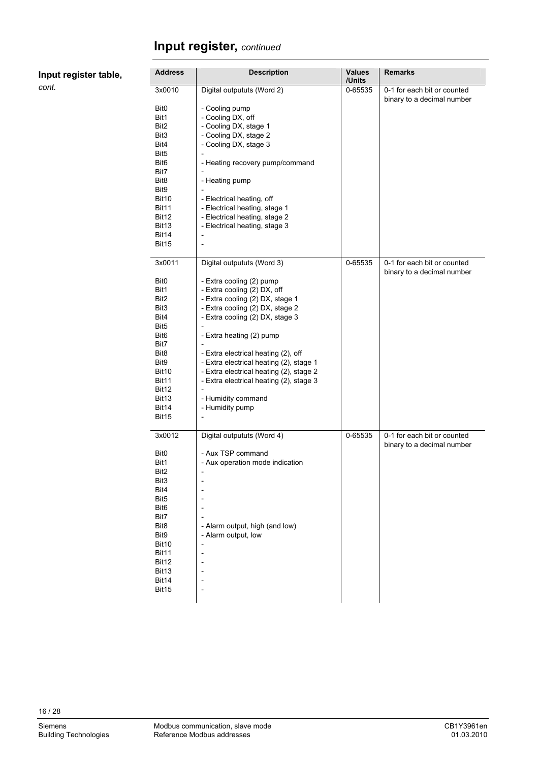# Input register, *continued*

**Input register table,** *cont.*

| Address | Description | Values /Units | Remarks |
|---|---|---|---|
| 3x0010 | Digital outpututs (Word 2) | 0-65535 | 0-1 for each bit or counted binary to a decimal number |
| Bit0 | - Cooling pump | | |
| Bit1 | - Cooling DX, off | | |
| Bit2 | - Cooling DX, stage 1 | | |
| Bit3 | - Cooling DX, stage 2 | | |
| Bit4 | - Cooling DX, stage 3 | | |
| Bit5 | - | | |
| Bit6 | - Heating recovery pump/command | | |
| Bit7 | - | | |
| Bit8 | - Heating pump | | |
| Bit9 | - | | |
| Bit10 | - Electrical heating, off | | |
| Bit11 | - Electrical heating, stage 1 | | |
| Bit12 | - Electrical heating, stage 2 | | |
| Bit13 | - Electrical heating, stage 3 | | |
| Bit14 | - | | |
| Bit15 | - | | |
| 3x0011 | Digital outpututs (Word 3) | 0-65535 | 0-1 for each bit or counted binary to a decimal number |
| Bit0 | - Extra cooling (2) pump | | |
| Bit1 | - Extra cooling (2) DX, off | | |
| Bit2 | - Extra cooling (2) DX, stage 1 | | |
| Bit3 | - Extra cooling (2) DX, stage 2 | | |
| Bit4 | - Extra cooling (2) DX, stage 3 | | |
| Bit5 | - | | |
| Bit6 | - Extra heating (2) pump | | |
| Bit7 | - | | |
| Bit8 | - Extra electrical heating (2), off | | |
| Bit9 | - Extra electrical heating (2), stage 1 | | |
| Bit10 | - Extra electrical heating (2), stage 2 | | |
| Bit11 | - Extra electrical heating (2), stage 3 | | |
| Bit12 | - | | |
| Bit13 | - Humidity command | | |
| Bit14 | - Humidity pump | | |
| Bit15 | - | | |
| 3x0012 | Digital outpututs (Word 4) | 0-65535 | 0-1 for each bit or counted binary to a decimal number |
| Bit0 | - Aux TSP command | | |
| Bit1 | - Aux operation mode indication | | |
| Bit2 | - | | |
| Bit3 | - | | |
| Bit4 | - | | |
| Bit5 | - | | |
| Bit6 | - | | |
| Bit7 | - | | |
| Bit8 | - Alarm output, high (and low) | | |
| Bit9 | - Alarm output, low | | |
| Bit10 | - | | |
| Bit11 | - | | |
| Bit12 | - | | |
| Bit13 | - | | |
| Bit14 | - | | |
| Bit15 | - | | |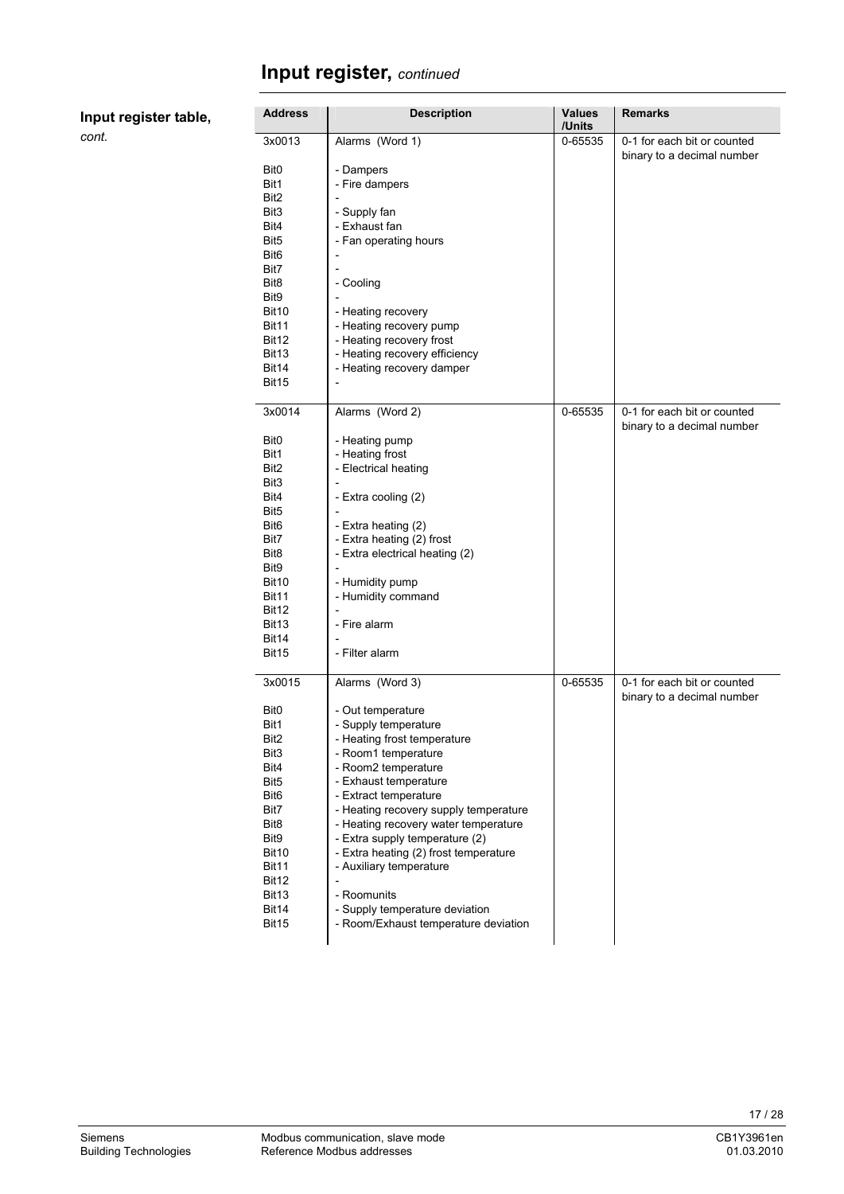# Input register, *continued*

**Input register table,** *cont.*

| Address | Description | Values /Units | Remarks |
|---|---|---|---|
| 3x0013 | Alarms (Word 1) | 0-65535 | 0-1 for each bit or counted binary to a decimal number |
| Bit0 | - Dampers | | |
| Bit1 | - Fire dampers | | |
| Bit2 | - | | |
| Bit3 | - Supply fan | | |
| Bit4 | - Exhaust fan | | |
| Bit5 | - Fan operating hours | | |
| Bit6 | - | | |
| Bit7 | - | | |
| Bit8 | - Cooling | | |
| Bit9 | - | | |
| Bit10 | - Heating recovery | | |
| Bit11 | - Heating recovery pump | | |
| Bit12 | - Heating recovery frost | | |
| Bit13 | - Heating recovery efficiency | | |
| Bit14 | - Heating recovery damper | | |
| Bit15 | - | | |
| 3x0014 | Alarms (Word 2) | 0-65535 | 0-1 for each bit or counted binary to a decimal number |
| Bit0 | - Heating pump | | |
| Bit1 | - Heating frost | | |
| Bit2 | - Electrical heating | | |
| Bit3 | - | | |
| Bit4 | - Extra cooling (2) | | |
| Bit5 | - | | |
| Bit6 | - Extra heating (2) | | |
| Bit7 | - Extra heating (2) frost | | |
| Bit8 | - Extra electrical heating (2) | | |
| Bit9 | - | | |
| Bit10 | - Humidity pump | | |
| Bit11 | - Humidity command | | |
| Bit12 | - | | |
| Bit13 | - Fire alarm | | |
| Bit14 | - | | |
| Bit15 | - Filter alarm | | |
| 3x0015 | Alarms (Word 3) | 0-65535 | 0-1 for each bit or counted binary to a decimal number |
| Bit0 | - Out temperature | | |
| Bit1 | - Supply temperature | | |
| Bit2 | - Heating frost temperature | | |
| Bit3 | - Room1 temperature | | |
| Bit4 | - Room2 temperature | | |
| Bit5 | - Exhaust temperature | | |
| Bit6 | - Extract temperature | | |
| Bit7 | - Heating recovery supply temperature | | |
| Bit8 | - Heating recovery water temperature | | |
| Bit9 | - Extra supply temperature (2) | | |
| Bit10 | - Extra heating (2) frost temperature | | |
| Bit11 | - Auxiliary temperature | | |
| Bit12 | - | | |
| Bit13 | - Roomunits | | |
| Bit14 | - Supply temperature deviation | | |
| Bit15 | - Room/Exhaust temperature deviation | | |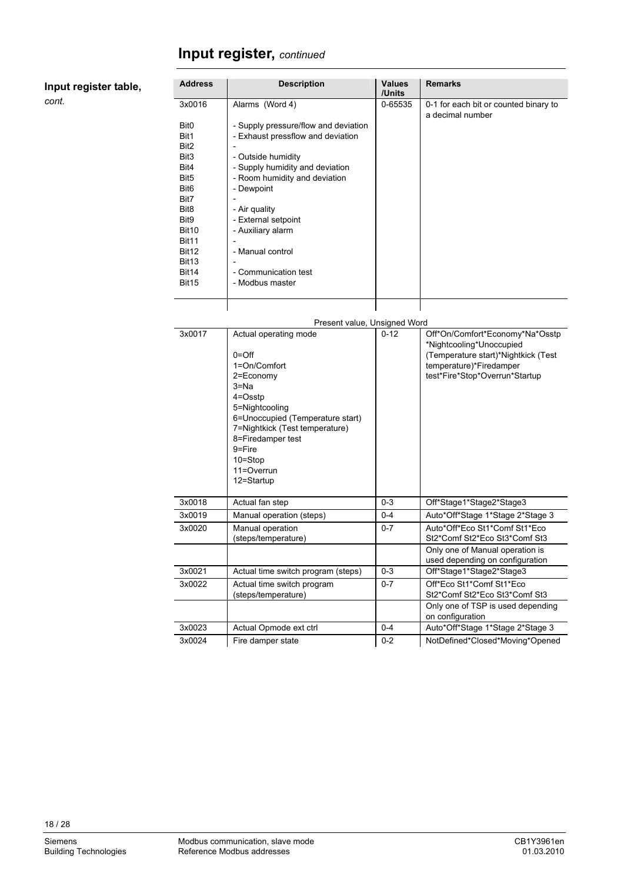# Input register, *continued*

**Input register table,**
*cont.*

| Address | Description | Values /Units | Remarks |
|---|---|---|---|
| 3x0016 | Alarms (Word 4) | 0-65535 | 0-1 for each bit or counted binary to a decimal number |
| Bit0 | - Supply pressure/flow and deviation | | |
| Bit1 | - Exhaust pressflow and deviation | | |
| Bit2 | - | | |
| Bit3 | - Outside humidity | | |
| Bit4 | - Supply humidity and deviation | | |
| Bit5 | - Room humidity and deviation | | |
| Bit6 | - Dewpoint | | |
| Bit7 | - | | |
| Bit8 | - Air quality | | |
| Bit9 | - External setpoint | | |
| Bit10 | - Auxiliary alarm | | |
| Bit11 | - | | |
| Bit12 | - Manual control | | |
| Bit13 | - | | |
| Bit14 | - Communication test | | |
| Bit15 | - Modbus master | | |
| | Present value, Unsigned Word | | |
| 3x0017 | Actual operating mode<br><br>0=Off<br>1=On/Comfort<br>2=Economy<br>3=Na<br>4=Osstp<br>5=Nightcooling<br>6=Unoccupied (Temperature start)<br>7=Nightkick (Test temperature)<br>8=Firedamper test<br>9=Fire<br>10=Stop<br>11=Overrun<br>12=Startup | 0-12 | Off*On/Comfort*Economy*Na*Osstp *Nightcooling*Unoccupied (Temperature start)*Nightkick (Test temperature)*Firedamper test*Fire*Stop*Overrun*Startup |
| 3x0018 | Actual fan step | 0-3 | Off*Stage1*Stage2*Stage3 |
| 3x0019 | Manual operation (steps) | 0-4 | Auto*Off*Stage 1*Stage 2*Stage 3 |
| 3x0020 | Manual operation (steps/temperature) | 0-7 | Auto*Off*Eco St1*Comf St1*Eco St2*Comf St2*Eco St3*Comf St3 |
| | | | Only one of Manual operation is used depending on configuration |
| 3x0021 | Actual time switch program (steps) | 0-3 | Off*Stage1*Stage2*Stage3 |
| 3x0022 | Actual time switch program (steps/temperature) | 0-7 | Off*Eco St1*Comf St1*Eco St2*Comf St2*Eco St3*Comf St3 |
| | | | Only one of TSP is used depending on configuration |
| 3x0023 | Actual Opmode ext ctrl | 0-4 | Auto*Off*Stage 1*Stage 2*Stage 3 |
| 3x0024 | Fire damper state | 0-2 | NotDefined*Closed*Moving*Opened |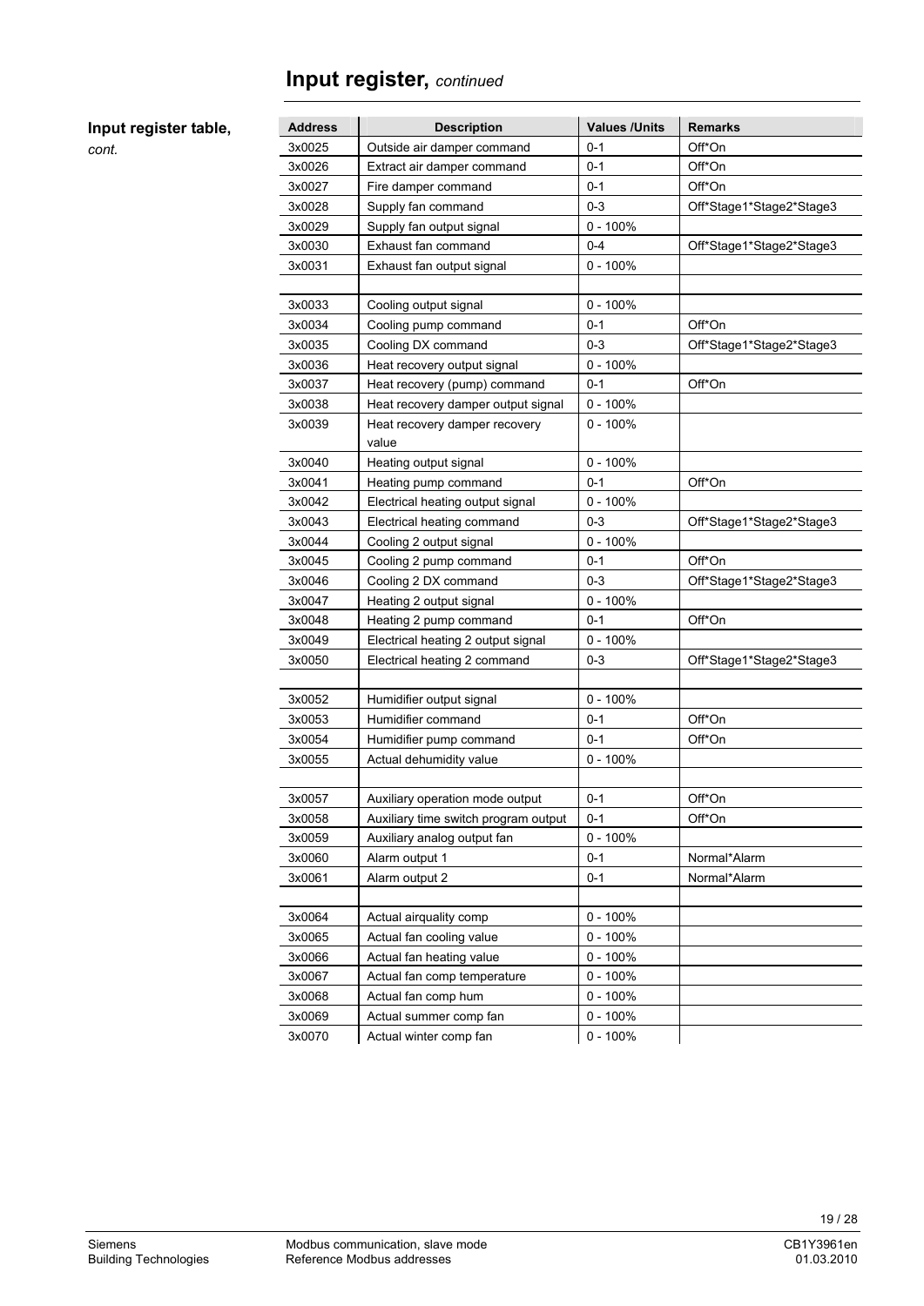# Input register, *continued*

**Input register table,**
*cont.*

| Address | Description | Values /Units | Remarks |
|---|---|---|---|
| 3x0025 | Outside air damper command | 0-1 | Off*On |
| 3x0026 | Extract air damper command | 0-1 | Off*On |
| 3x0027 | Fire damper command | 0-1 | Off*On |
| 3x0028 | Supply fan command | 0-3 | Off*Stage1*Stage2*Stage3 |
| 3x0029 | Supply fan output signal | 0 - 100% | |
| 3x0030 | Exhaust fan command | 0-4 | Off*Stage1*Stage2*Stage3 |
| 3x0031 | Exhaust fan output signal | 0 - 100% | |
| | | | |
| 3x0033 | Cooling output signal | 0 - 100% | |
| 3x0034 | Cooling pump command | 0-1 | Off*On |
| 3x0035 | Cooling DX command | 0-3 | Off*Stage1*Stage2*Stage3 |
| 3x0036 | Heat recovery output signal | 0 - 100% | |
| 3x0037 | Heat recovery (pump) command | 0-1 | Off*On |
| 3x0038 | Heat recovery damper output signal | 0 - 100% | |
| 3x0039 | Heat recovery damper recovery value | 0 - 100% | |
| 3x0040 | Heating output signal | 0 - 100% | |
| 3x0041 | Heating pump command | 0-1 | Off*On |
| 3x0042 | Electrical heating output signal | 0 - 100% | |
| 3x0043 | Electrical heating command | 0-3 | Off*Stage1*Stage2*Stage3 |
| 3x0044 | Cooling 2 output signal | 0 - 100% | |
| 3x0045 | Cooling 2 pump command | 0-1 | Off*On |
| 3x0046 | Cooling 2 DX command | 0-3 | Off*Stage1*Stage2*Stage3 |
| 3x0047 | Heating 2 output signal | 0 - 100% | |
| 3x0048 | Heating 2 pump command | 0-1 | Off*On |
| 3x0049 | Electrical heating 2 output signal | 0 - 100% | |
| 3x0050 | Electrical heating 2 command | 0-3 | Off*Stage1*Stage2*Stage3 |
| | | | |
| 3x0052 | Humidifier output signal | 0 - 100% | |
| 3x0053 | Humidifier command | 0-1 | Off*On |
| 3x0054 | Humidifier pump command | 0-1 | Off*On |
| 3x0055 | Actual dehumidity value | 0 - 100% | |
| | | | |
| 3x0057 | Auxiliary operation mode output | 0-1 | Off*On |
| 3x0058 | Auxiliary time switch program output | 0-1 | Off*On |
| 3x0059 | Auxiliary analog output fan | 0 - 100% | |
| 3x0060 | Alarm output 1 | 0-1 | Normal*Alarm |
| 3x0061 | Alarm output 2 | 0-1 | Normal*Alarm |
| | | | |
| 3x0064 | Actual airquality comp | 0 - 100% | |
| 3x0065 | Actual fan cooling value | 0 - 100% | |
| 3x0066 | Actual fan heating value | 0 - 100% | |
| 3x0067 | Actual fan comp temperature | 0 - 100% | |
| 3x0068 | Actual fan comp hum | 0 - 100% | |
| 3x0069 | Actual summer comp fan | 0 - 100% | |
| 3x0070 | Actual winter comp fan | 0 - 100% | |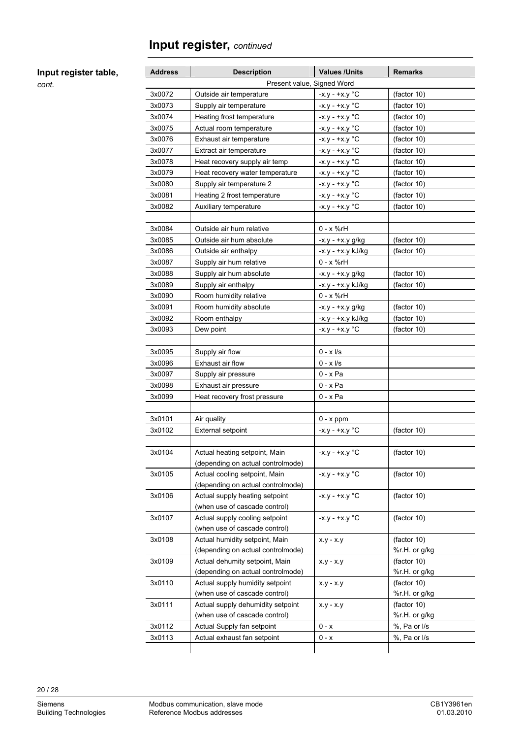# Input register, *continued*

**Input register table,**
*cont.*

| Address | Description | Values /Units | Remarks |
|---|---|---|---|
| | Present value, Signed Word | | |
| 3x0072 | Outside air temperature | -x.y - +x.y °C | (factor 10) |
| 3x0073 | Supply air temperature | -x.y - +x.y °C | (factor 10) |
| 3x0074 | Heating frost temperature | -x.y - +x.y °C | (factor 10) |
| 3x0075 | Actual room temperature | -x.y - +x.y °C | (factor 10) |
| 3x0076 | Exhaust air temperature | -x.y - +x.y °C | (factor 10) |
| 3x0077 | Extract air temperature | -x.y - +x.y °C | (factor 10) |
| 3x0078 | Heat recovery supply air temp | -x.y - +x.y °C | (factor 10) |
| 3x0079 | Heat recovery water temperature | -x.y - +x.y °C | (factor 10) |
| 3x0080 | Supply air temperature 2 | -x.y - +x.y °C | (factor 10) |
| 3x0081 | Heating 2 frost temperature | -x.y - +x.y °C | (factor 10) |
| 3x0082 | Auxiliary temperature | -x.y - +x.y °C | (factor 10) |
| | | | |
| 3x0084 | Outside air hum relative | 0 - x %rH | |
| 3x0085 | Outside air hum absolute | -x.y - +x.y g/kg | (factor 10) |
| 3x0086 | Outside air enthalpy | -x.y - +x.y kJ/kg | (factor 10) |
| 3x0087 | Supply air hum relative | 0 - x %rH | |
| 3x0088 | Supply air hum absolute | -x.y - +x.y g/kg | (factor 10) |
| 3x0089 | Supply air enthalpy | -x.y - +x.y kJ/kg | (factor 10) |
| 3x0090 | Room humidity relative | 0 - x %rH | |
| 3x0091 | Room humidity absolute | -x.y - +x.y g/kg | (factor 10) |
| 3x0092 | Room enthalpy | -x.y - +x.y kJ/kg | (factor 10) |
| 3x0093 | Dew point | -x.y - +x.y °C | (factor 10) |
| | | | |
| 3x0095 | Supply air flow | 0 - x l/s | |
| 3x0096 | Exhaust air flow | 0 - x l/s | |
| 3x0097 | Supply air pressure | 0 - x Pa | |
| 3x0098 | Exhaust air pressure | 0 - x Pa | |
| 3x0099 | Heat recovery frost pressure | 0 - x Pa | |
| | | | |
| 3x0101 | Air quality | 0 - x ppm | |
| 3x0102 | External setpoint | -x.y - +x.y °C | (factor 10) |
| | | | |
| 3x0104 | Actual heating setpoint, Main (depending on actual controlmode) | -x.y - +x.y °C | (factor 10) |
| 3x0105 | Actual cooling setpoint, Main (depending on actual controlmode) | -x.y - +x.y °C | (factor 10) |
| 3x0106 | Actual supply heating setpoint (when use of cascade control) | -x.y - +x.y °C | (factor 10) |
| 3x0107 | Actual supply cooling setpoint (when use of cascade control) | -x.y - +x.y °C | (factor 10) |
| 3x0108 | Actual humidity setpoint, Main (depending on actual controlmode) | x.y - x.y | (factor 10) %r.H. or g/kg |
| 3x0109 | Actual dehumity setpoint, Main (depending on actual controlmode) | x.y - x.y | (factor 10) %r.H. or g/kg |
| 3x0110 | Actual supply humidity setpoint (when use of cascade control) | x.y - x.y | (factor 10) %r.H. or g/kg |
| 3x0111 | Actual supply dehumidity setpoint (when use of cascade control) | x.y - x.y | (factor 10) %r.H. or g/kg |
| 3x0112 | Actual Supply fan setpoint | 0 - x | %, Pa or l/s |
| 3x0113 | Actual exhaust fan setpoint | 0 - x | %, Pa or l/s |
| | | | |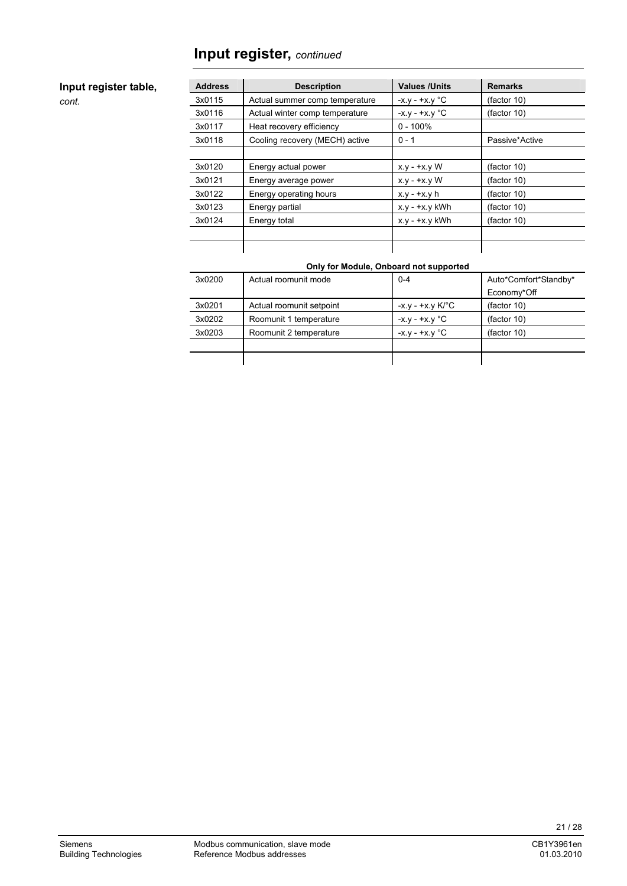# Input register, *continued*

**Input register table,** *cont.*

| Address | Description | Values /Units | Remarks |
|---|---|---|---|
| 3x0115 | Actual summer comp temperature | -x.y - +x.y °C | (factor 10) |
| 3x0116 | Actual winter comp temperature | -x.y - +x.y °C | (factor 10) |
| 3x0117 | Heat recovery efficiency | 0 - 100% | |
| 3x0118 | Cooling recovery (MECH) active | 0 - 1 | Passive*Active |
| | | | |
| 3x0120 | Energy actual power | x.y - +x.y W | (factor 10) |
| 3x0121 | Energy average power | x.y - +x.y W | (factor 10) |
| 3x0122 | Energy operating hours | x.y - +x.y h | (factor 10) |
| 3x0123 | Energy partial | x.y - +x.y kWh | (factor 10) |
| 3x0124 | Energy total | x.y - +x.y kWh | (factor 10) |
| | | | |
| | | | |

**Only for Module, Onboard not supported**

| Address | Description | Values /Units | Remarks |
|---|---|---|---|
| 3x0200 | Actual roomunit mode | 0-4 | Auto*Comfort*Standby* Economy*Off |
| 3x0201 | Actual roomunit setpoint | -x.y - +x.y K/°C | (factor 10) |
| 3x0202 | Roomunit 1 temperature | -x.y - +x.y °C | (factor 10) |
| 3x0203 | Roomunit 2 temperature | -x.y - +x.y °C | (factor 10) |
| | | | |
| | | | |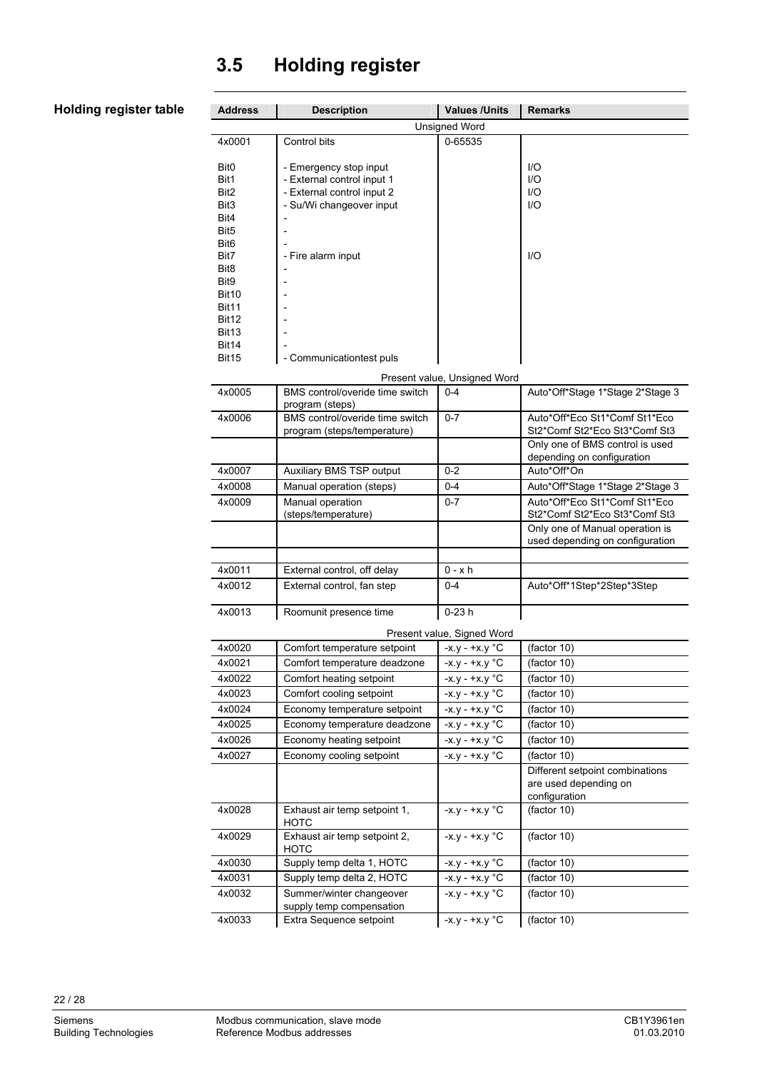## 3.5 Holding register

**Holding register table**

| Address | Description | Values /Units | Remarks |
|---|---|---|---|
| | | Unsigned Word | |
| 4x0001 | Control bits | 0-65535 | |
| Bit0 | - Emergency stop input | | I/O |
| Bit1 | - External control input 1 | | I/O |
| Bit2 | - External control input 2 | | I/O |
| Bit3 | - Su/Wi changeover input | | I/O |
| Bit4 | - | | |
| Bit5 | - | | |
| Bit6 | - | | |
| Bit7 | - Fire alarm input | | I/O |
| Bit8 | - | | |
| Bit9 | - | | |
| Bit10 | - | | |
| Bit11 | - | | |
| Bit12 | - | | |
| Bit13 | - | | |
| Bit14 | - | | |
| Bit15 | - Communicationtest puls | | |
| | | Present value, Unsigned Word | |
| 4x0005 | BMS control/overide time switch program (steps) | 0-4 | Auto*Off*Stage 1*Stage 2*Stage 3 |
| 4x0006 | BMS control/overide time switch program (steps/temperature) | 0-7 | Auto*Off*Eco St1*Comf St1*Eco St2*Comf St2*Eco St3*Comf St3 |
| | | | Only one of BMS control is used depending on configuration |
| 4x0007 | Auxiliary BMS TSP output | 0-2 | Auto*Off*On |
| 4x0008 | Manual operation (steps) | 0-4 | Auto*Off*Stage 1*Stage 2*Stage 3 |
| 4x0009 | Manual operation (steps/temperature) | 0-7 | Auto*Off*Eco St1*Comf St1*Eco St2*Comf St2*Eco St3*Comf St3 |
| | | | Only one of Manual operation is used depending on configuration |
| | | | |
| 4x0011 | External control, off delay | 0 - x h | |
| 4x0012 | External control, fan step | 0-4 | Auto*Off*1Step*2Step*3Step |
| 4x0013 | Roomunit presence time | 0-23 h | |
| | | Present value, Signed Word | |
| 4x0020 | Comfort temperature setpoint | -x.y - +x.y °C | (factor 10) |
| 4x0021 | Comfort temperature deadzone | -x.y - +x.y °C | (factor 10) |
| 4x0022 | Comfort heating setpoint | -x.y - +x.y °C | (factor 10) |
| 4x0023 | Comfort cooling setpoint | -x.y - +x.y °C | (factor 10) |
| 4x0024 | Economy temperature setpoint | -x.y - +x.y °C | (factor 10) |
| 4x0025 | Economy temperature deadzone | -x.y - +x.y °C | (factor 10) |
| 4x0026 | Economy heating setpoint | -x.y - +x.y °C | (factor 10) |
| 4x0027 | Economy cooling setpoint | -x.y - +x.y °C | (factor 10) |
| | | | Different setpoint combinations are used depending on configuration |
| 4x0028 | Exhaust air temp setpoint 1, HOTC | -x.y - +x.y °C | (factor 10) |
| 4x0029 | Exhaust air temp setpoint 2, HOTC | -x.y - +x.y °C | (factor 10) |
| 4x0030 | Supply temp delta 1, HOTC | -x.y - +x.y °C | (factor 10) |
| 4x0031 | Supply temp delta 2, HOTC | -x.y - +x.y °C | (factor 10) |
| 4x0032 | Summer/winter changeover supply temp compensation | -x.y - +x.y °C | (factor 10) |
| 4x0033 | Extra Sequence setpoint | -x.y - +x.y °C | (factor 10) |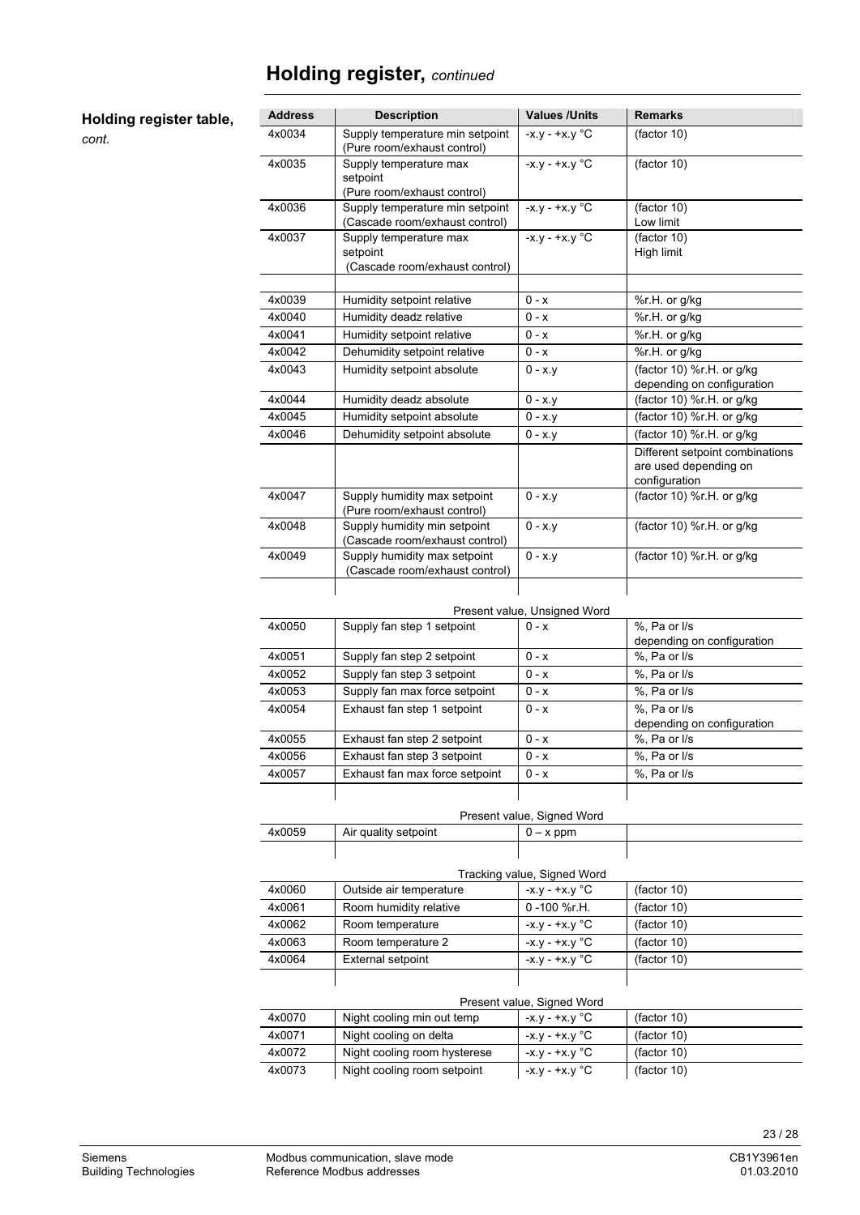# Holding register, *continued*

**Holding register table,** *cont.*

| Address | Description | Values /Units | Remarks |
|---|---|---|---|
| 4x0034 | Supply temperature min setpoint (Pure room/exhaust control) | -x.y - +x.y °C | (factor 10) |
| 4x0035 | Supply temperature max setpoint (Pure room/exhaust control) | -x.y - +x.y °C | (factor 10) |
| 4x0036 | Supply temperature min setpoint (Cascade room/exhaust control) | -x.y - +x.y °C | (factor 10) Low limit |
| 4x0037 | Supply temperature max setpoint (Cascade room/exhaust control) | -x.y - +x.y °C | (factor 10) High limit |
| | | | |
| 4x0039 | Humidity setpoint relative | 0 - x | %r.H. or g/kg |
| 4x0040 | Humidity deadz relative | 0 - x | %r.H. or g/kg |
| 4x0041 | Humidity setpoint relative | 0 - x | %r.H. or g/kg |
| 4x0042 | Dehumidity setpoint relative | 0 - x | %r.H. or g/kg |
| 4x0043 | Humidity setpoint absolute | 0 - x.y | (factor 10) %r.H. or g/kg depending on configuration |
| 4x0044 | Humidity deadz absolute | 0 - x.y | (factor 10) %r.H. or g/kg |
| 4x0045 | Humidity setpoint absolute | 0 - x.y | (factor 10) %r.H. or g/kg |
| 4x0046 | Dehumidity setpoint absolute | 0 - x.y | (factor 10) %r.H. or g/kg |
| | | | Different setpoint combinations are used depending on configuration |
| 4x0047 | Supply humidity max setpoint (Pure room/exhaust control) | 0 - x.y | (factor 10) %r.H. or g/kg |
| 4x0048 | Supply humidity min setpoint (Cascade room/exhaust control) | 0 - x.y | (factor 10) %r.H. or g/kg |
| 4x0049 | Supply humidity max setpoint (Cascade room/exhaust control) | 0 - x.y | (factor 10) %r.H. or g/kg |
| | | | |
| | | Present value, Unsigned Word | |
| 4x0050 | Supply fan step 1 setpoint | 0 - x | %, Pa or l/s depending on configuration |
| 4x0051 | Supply fan step 2 setpoint | 0 - x | %, Pa or l/s |
| 4x0052 | Supply fan step 3 setpoint | 0 - x | %, Pa or l/s |
| 4x0053 | Supply fan max force setpoint | 0 - x | %, Pa or l/s |
| 4x0054 | Exhaust fan step 1 setpoint | 0 - x | %, Pa or l/s depending on configuration |
| 4x0055 | Exhaust fan step 2 setpoint | 0 - x | %, Pa or l/s |
| 4x0056 | Exhaust fan step 3 setpoint | 0 - x | %, Pa or l/s |
| 4x0057 | Exhaust fan max force setpoint | 0 - x | %, Pa or l/s |
| | | | |
| | | Present value, Signed Word | |
| 4x0059 | Air quality setpoint | 0 – x ppm | |
| | | | |
| | | Tracking value, Signed Word | |
| 4x0060 | Outside air temperature | -x.y - +x.y °C | (factor 10) |
| 4x0061 | Room humidity relative | 0 -100 %r.H. | (factor 10) |
| 4x0062 | Room temperature | -x.y - +x.y °C | (factor 10) |
| 4x0063 | Room temperature 2 | -x.y - +x.y °C | (factor 10) |
| 4x0064 | External setpoint | -x.y - +x.y °C | (factor 10) |
| | | | |
| | | Present value, Signed Word | |
| 4x0070 | Night cooling min out temp | -x.y - +x.y °C | (factor 10) |
| 4x0071 | Night cooling on delta | -x.y - +x.y °C | (factor 10) |
| 4x0072 | Night cooling room hysterese | -x.y - +x.y °C | (factor 10) |
| 4x0073 | Night cooling room setpoint | -x.y - +x.y °C | (factor 10) |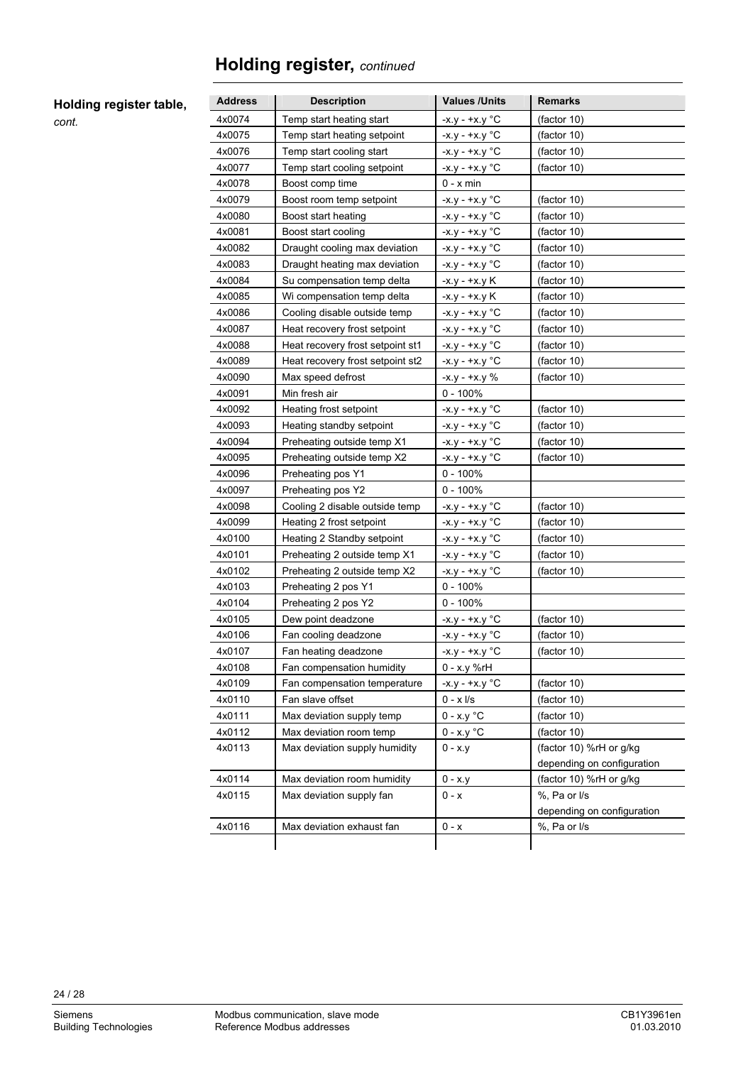# Holding register, *continued*

**Holding register table,** *cont.*

| Address | Description | Values /Units | Remarks |
|---|---|---|---|
| 4x0074 | Temp start heating start | -x.y - +x.y °C | (factor 10) |
| 4x0075 | Temp start heating setpoint | -x.y - +x.y °C | (factor 10) |
| 4x0076 | Temp start cooling start | -x.y - +x.y °C | (factor 10) |
| 4x0077 | Temp start cooling setpoint | -x.y - +x.y °C | (factor 10) |
| 4x0078 | Boost comp time | 0 - x min | |
| 4x0079 | Boost room temp setpoint | -x.y - +x.y °C | (factor 10) |
| 4x0080 | Boost start heating | -x.y - +x.y °C | (factor 10) |
| 4x0081 | Boost start cooling | -x.y - +x.y °C | (factor 10) |
| 4x0082 | Draught cooling max deviation | -x.y - +x.y °C | (factor 10) |
| 4x0083 | Draught heating max deviation | -x.y - +x.y °C | (factor 10) |
| 4x0084 | Su compensation temp delta | -x.y - +x.y K | (factor 10) |
| 4x0085 | Wi compensation temp delta | -x.y - +x.y K | (factor 10) |
| 4x0086 | Cooling disable outside temp | -x.y - +x.y °C | (factor 10) |
| 4x0087 | Heat recovery frost setpoint | -x.y - +x.y °C | (factor 10) |
| 4x0088 | Heat recovery frost setpoint st1 | -x.y - +x.y °C | (factor 10) |
| 4x0089 | Heat recovery frost setpoint st2 | -x.y - +x.y °C | (factor 10) |
| 4x0090 | Max speed defrost | -x.y - +x.y % | (factor 10) |
| 4x0091 | Min fresh air | 0 - 100% | |
| 4x0092 | Heating frost setpoint | -x.y - +x.y °C | (factor 10) |
| 4x0093 | Heating standby setpoint | -x.y - +x.y °C | (factor 10) |
| 4x0094 | Preheating outside temp X1 | -x.y - +x.y °C | (factor 10) |
| 4x0095 | Preheating outside temp X2 | -x.y - +x.y °C | (factor 10) |
| 4x0096 | Preheating pos Y1 | 0 - 100% | |
| 4x0097 | Preheating pos Y2 | 0 - 100% | |
| 4x0098 | Cooling 2 disable outside temp | -x.y - +x.y °C | (factor 10) |
| 4x0099 | Heating 2 frost setpoint | -x.y - +x.y °C | (factor 10) |
| 4x0100 | Heating 2 Standby setpoint | -x.y - +x.y °C | (factor 10) |
| 4x0101 | Preheating 2 outside temp X1 | -x.y - +x.y °C | (factor 10) |
| 4x0102 | Preheating 2 outside temp X2 | -x.y - +x.y °C | (factor 10) |
| 4x0103 | Preheating 2 pos Y1 | 0 - 100% | |
| 4x0104 | Preheating 2 pos Y2 | 0 - 100% | |
| 4x0105 | Dew point deadzone | -x.y - +x.y °C | (factor 10) |
| 4x0106 | Fan cooling deadzone | -x.y - +x.y °C | (factor 10) |
| 4x0107 | Fan heating deadzone | -x.y - +x.y °C | (factor 10) |
| 4x0108 | Fan compensation humidity | 0 - x.y %rH | |
| 4x0109 | Fan compensation temperature | -x.y - +x.y °C | (factor 10) |
| 4x0110 | Fan slave offset | 0 - x l/s | (factor 10) |
| 4x0111 | Max deviation supply temp | 0 - x.y °C | (factor 10) |
| 4x0112 | Max deviation room temp | 0 - x.y °C | (factor 10) |
| 4x0113 | Max deviation supply humidity | 0 - x.y | (factor 10) %rH or g/kg depending on configuration |
| 4x0114 | Max deviation room humidity | 0 - x.y | (factor 10) %rH or g/kg |
| 4x0115 | Max deviation supply fan | 0 - x | %, Pa or l/s depending on configuration |
| 4x0116 | Max deviation exhaust fan | 0 - x | %, Pa or l/s |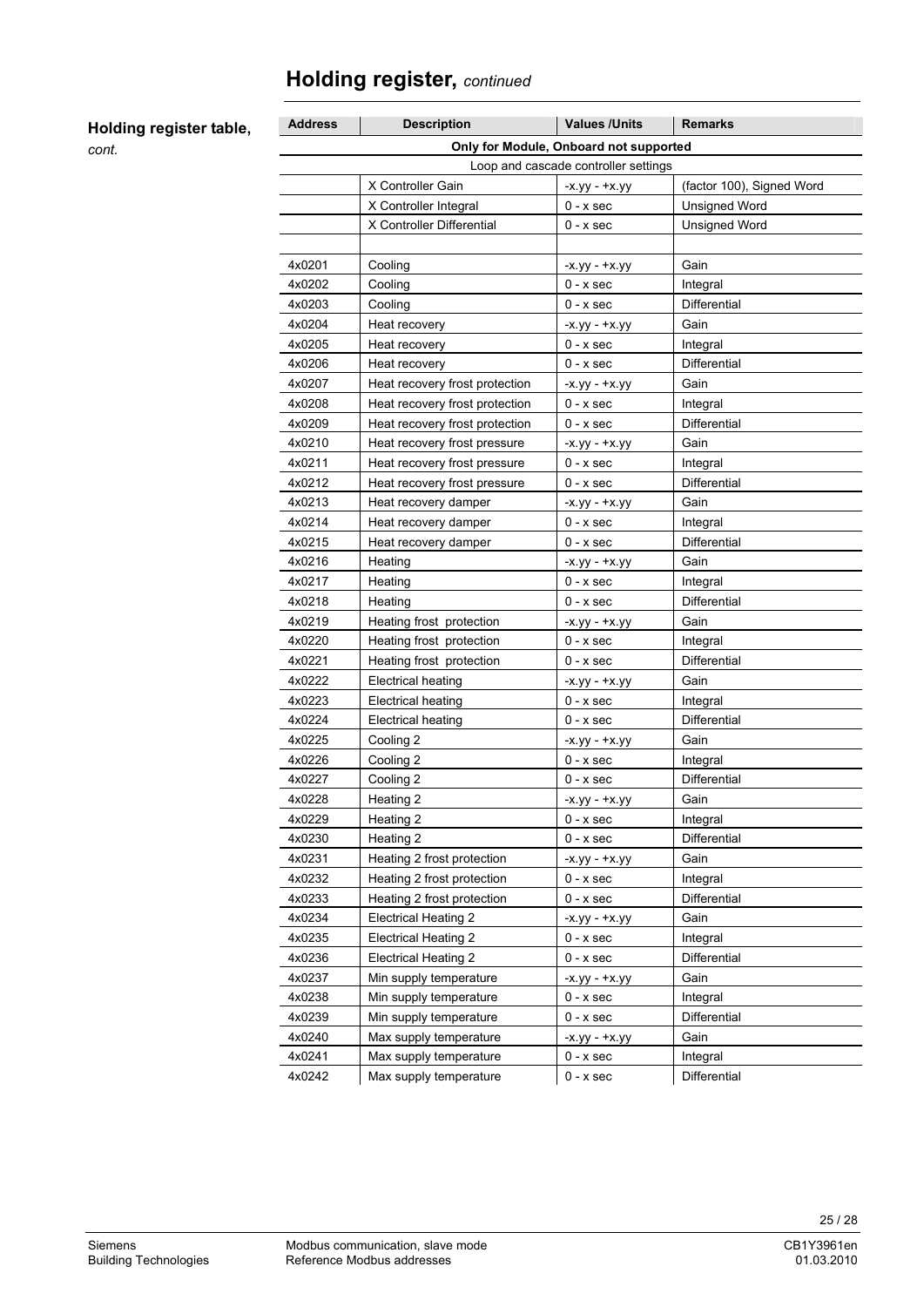## Holding register, *continued*

**Holding register table,** *cont.*

| Address | Description | Values /Units | Remarks |
|---|---|---|---|
| | **Only for Module, Onboard not supported** | | |
| | Loop and cascade controller settings | | |
| | X Controller Gain | -x.yy - +x.yy | (factor 100), Signed Word |
| | X Controller Integral | 0 - x sec | Unsigned Word |
| | X Controller Differential | 0 - x sec | Unsigned Word |
| | | | |
| 4x0201 | Cooling | -x.yy - +x.yy | Gain |
| 4x0202 | Cooling | 0 - x sec | Integral |
| 4x0203 | Cooling | 0 - x sec | Differential |
| 4x0204 | Heat recovery | -x.yy - +x.yy | Gain |
| 4x0205 | Heat recovery | 0 - x sec | Integral |
| 4x0206 | Heat recovery | 0 - x sec | Differential |
| 4x0207 | Heat recovery frost protection | -x.yy - +x.yy | Gain |
| 4x0208 | Heat recovery frost protection | 0 - x sec | Integral |
| 4x0209 | Heat recovery frost protection | 0 - x sec | Differential |
| 4x0210 | Heat recovery frost pressure | -x.yy - +x.yy | Gain |
| 4x0211 | Heat recovery frost pressure | 0 - x sec | Integral |
| 4x0212 | Heat recovery frost pressure | 0 - x sec | Differential |
| 4x0213 | Heat recovery damper | -x.yy - +x.yy | Gain |
| 4x0214 | Heat recovery damper | 0 - x sec | Integral |
| 4x0215 | Heat recovery damper | 0 - x sec | Differential |
| 4x0216 | Heating | -x.yy - +x.yy | Gain |
| 4x0217 | Heating | 0 - x sec | Integral |
| 4x0218 | Heating | 0 - x sec | Differential |
| 4x0219 | Heating frost protection | -x.yy - +x.yy | Gain |
| 4x0220 | Heating frost protection | 0 - x sec | Integral |
| 4x0221 | Heating frost protection | 0 - x sec | Differential |
| 4x0222 | Electrical heating | -x.yy - +x.yy | Gain |
| 4x0223 | Electrical heating | 0 - x sec | Integral |
| 4x0224 | Electrical heating | 0 - x sec | Differential |
| 4x0225 | Cooling 2 | -x.yy - +x.yy | Gain |
| 4x0226 | Cooling 2 | 0 - x sec | Integral |
| 4x0227 | Cooling 2 | 0 - x sec | Differential |
| 4x0228 | Heating 2 | -x.yy - +x.yy | Gain |
| 4x0229 | Heating 2 | 0 - x sec | Integral |
| 4x0230 | Heating 2 | 0 - x sec | Differential |
| 4x0231 | Heating 2 frost protection | -x.yy - +x.yy | Gain |
| 4x0232 | Heating 2 frost protection | 0 - x sec | Integral |
| 4x0233 | Heating 2 frost protection | 0 - x sec | Differential |
| 4x0234 | Electrical Heating 2 | -x.yy - +x.yy | Gain |
| 4x0235 | Electrical Heating 2 | 0 - x sec | Integral |
| 4x0236 | Electrical Heating 2 | 0 - x sec | Differential |
| 4x0237 | Min supply temperature | -x.yy - +x.yy | Gain |
| 4x0238 | Min supply temperature | 0 - x sec | Integral |
| 4x0239 | Min supply temperature | 0 - x sec | Differential |
| 4x0240 | Max supply temperature | -x.yy - +x.yy | Gain |
| 4x0241 | Max supply temperature | 0 - x sec | Integral |
| 4x0242 | Max supply temperature | 0 - x sec | Differential |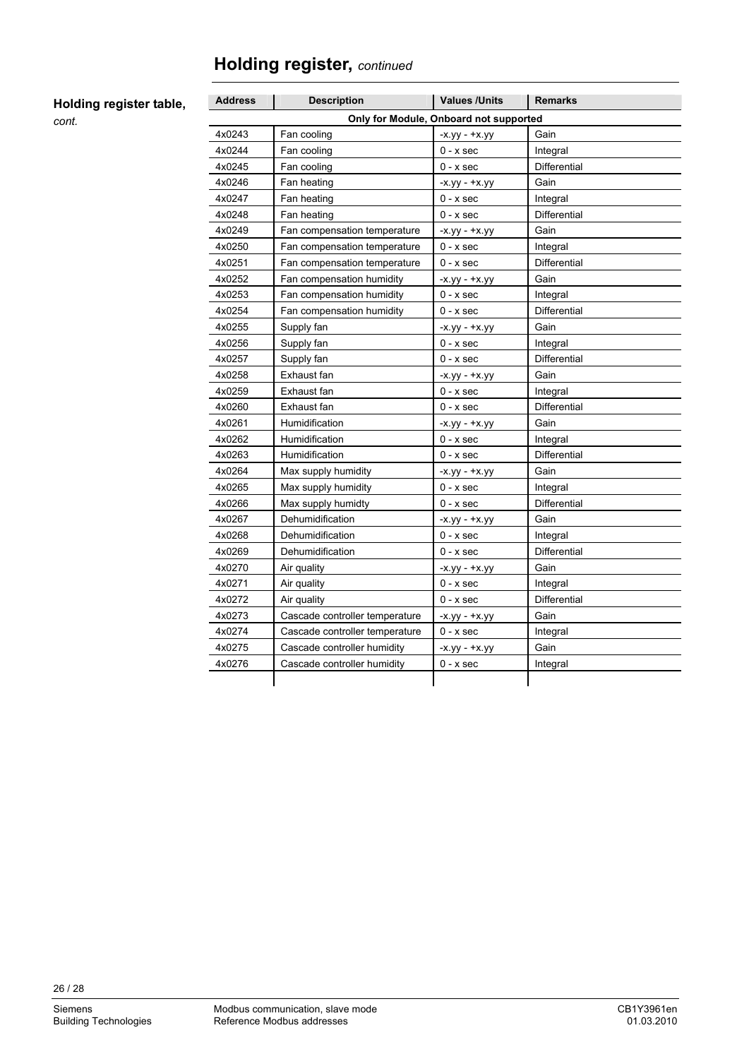# Holding register, *continued*

**Holding register table,** *cont.*

| Address | Description | Values /Units | Remarks |
|---|---|---|---|
| **Only for Module, Onboard not supported** | | | |
| 4x0243 | Fan cooling | -x.yy - +x.yy | Gain |
| 4x0244 | Fan cooling | 0 - x sec | Integral |
| 4x0245 | Fan cooling | 0 - x sec | Differential |
| 4x0246 | Fan heating | -x.yy - +x.yy | Gain |
| 4x0247 | Fan heating | 0 - x sec | Integral |
| 4x0248 | Fan heating | 0 - x sec | Differential |
| 4x0249 | Fan compensation temperature | -x.yy - +x.yy | Gain |
| 4x0250 | Fan compensation temperature | 0 - x sec | Integral |
| 4x0251 | Fan compensation temperature | 0 - x sec | Differential |
| 4x0252 | Fan compensation humidity | -x.yy - +x.yy | Gain |
| 4x0253 | Fan compensation humidity | 0 - x sec | Integral |
| 4x0254 | Fan compensation humidity | 0 - x sec | Differential |
| 4x0255 | Supply fan | -x.yy - +x.yy | Gain |
| 4x0256 | Supply fan | 0 - x sec | Integral |
| 4x0257 | Supply fan | 0 - x sec | Differential |
| 4x0258 | Exhaust fan | -x.yy - +x.yy | Gain |
| 4x0259 | Exhaust fan | 0 - x sec | Integral |
| 4x0260 | Exhaust fan | 0 - x sec | Differential |
| 4x0261 | Humidification | -x.yy - +x.yy | Gain |
| 4x0262 | Humidification | 0 - x sec | Integral |
| 4x0263 | Humidification | 0 - x sec | Differential |
| 4x0264 | Max supply humidity | -x.yy - +x.yy | Gain |
| 4x0265 | Max supply humidity | 0 - x sec | Integral |
| 4x0266 | Max supply humidty | 0 - x sec | Differential |
| 4x0267 | Dehumidification | -x.yy - +x.yy | Gain |
| 4x0268 | Dehumidification | 0 - x sec | Integral |
| 4x0269 | Dehumidification | 0 - x sec | Differential |
| 4x0270 | Air quality | -x.yy - +x.yy | Gain |
| 4x0271 | Air quality | 0 - x sec | Integral |
| 4x0272 | Air quality | 0 - x sec | Differential |
| 4x0273 | Cascade controller temperature | -x.yy - +x.yy | Gain |
| 4x0274 | Cascade controller temperature | 0 - x sec | Integral |
| 4x0275 | Cascade controller humidity | -x.yy - +x.yy | Gain |
| 4x0276 | Cascade controller humidity | 0 - x sec | Integral |
| | | | |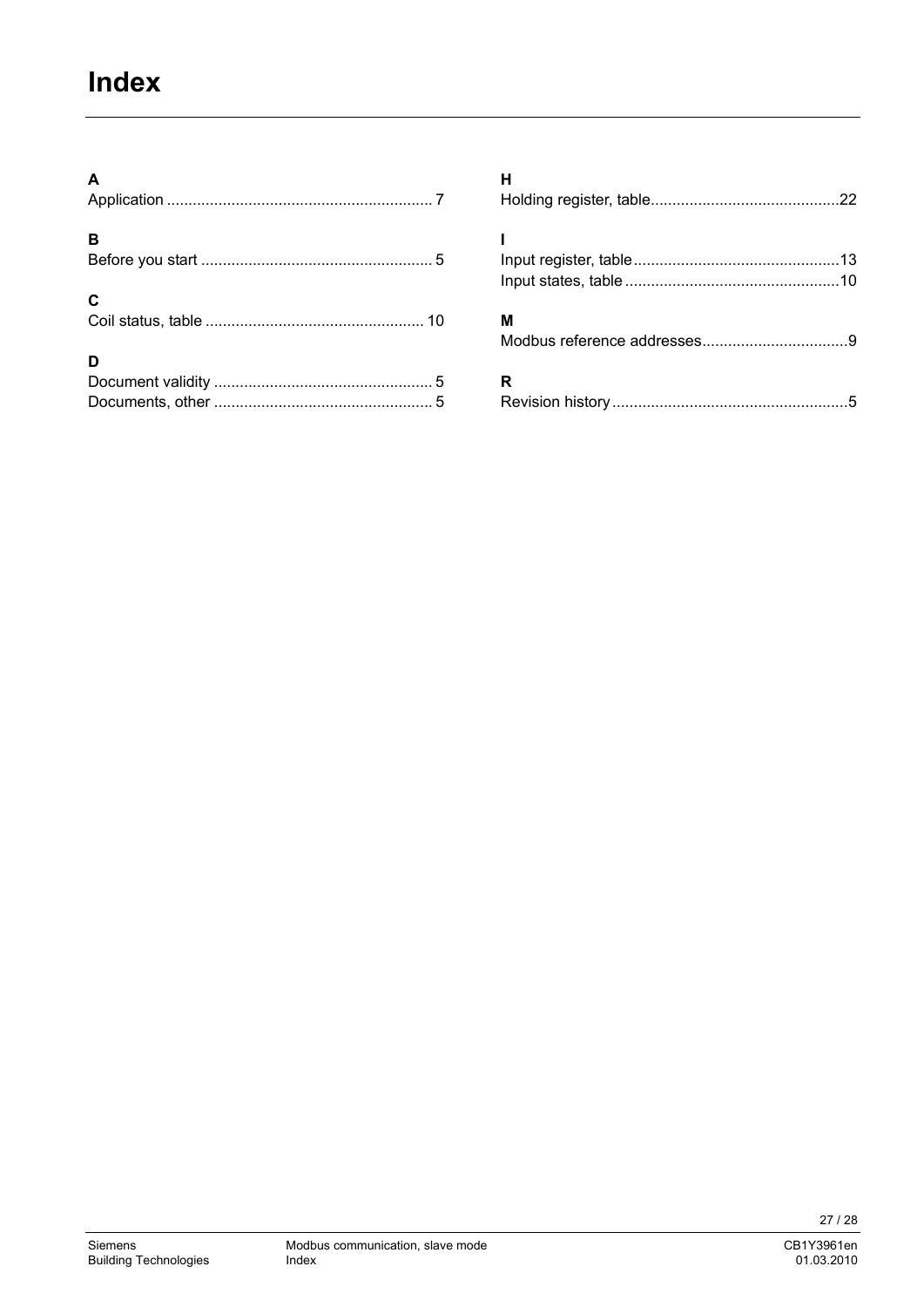# Index

**A**

Application ............................................................ 7

**B**

Before you start ..................................................... 5

**C**

Coil status, table .................................................. 10

**D**

Document validity .................................................. 5

Documents, other .................................................. 5

**H**

Holding register, table...........................................22

**I**

Input register, table...............................................13

Input states, table .................................................10

**M**

Modbus reference addresses.................................9

**R**

Revision history ......................................................5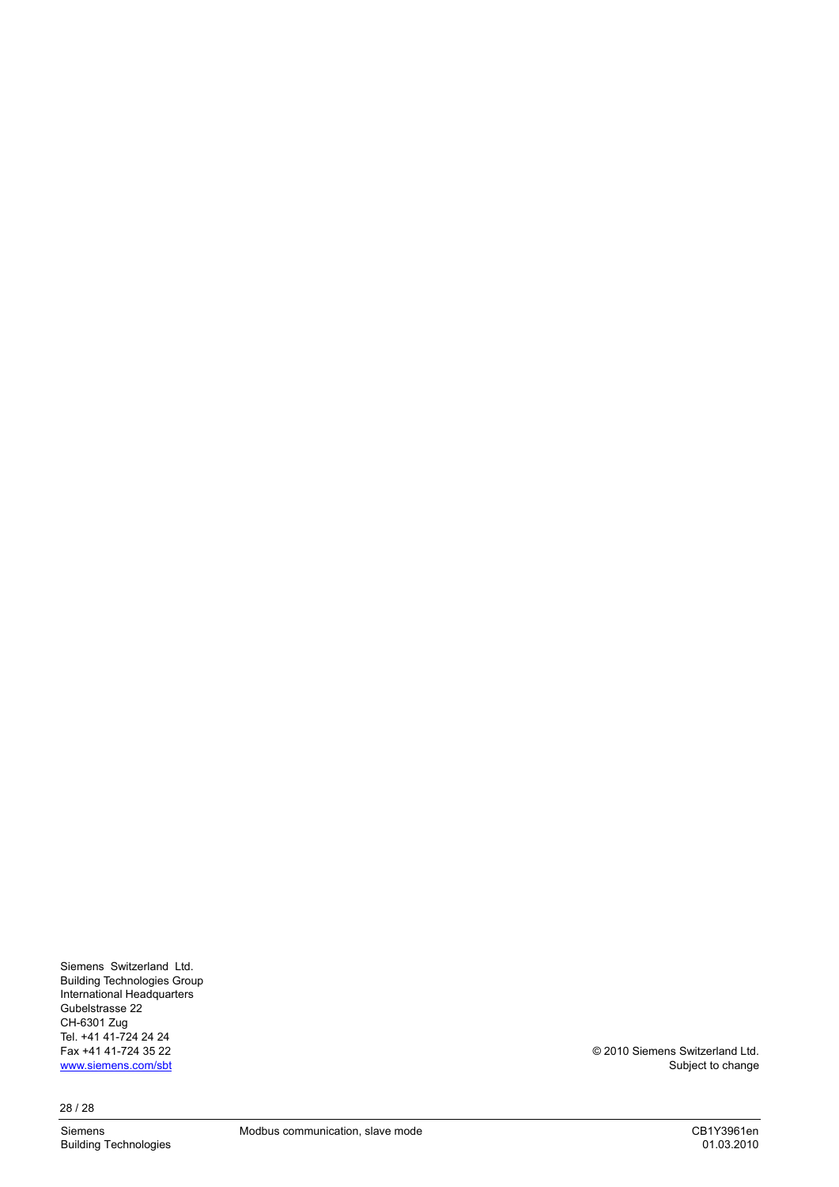Siemens Switzerland Ltd.
Building Technologies Group
International Headquarters
Gubelstrasse 22
CH-6301 Zug
Tel. +41 41-724 24 24
Fax +41 41-724 35 22
www.siemens.com/sbt

© 2010 Siemens Switzerland Ltd.
Subject to change